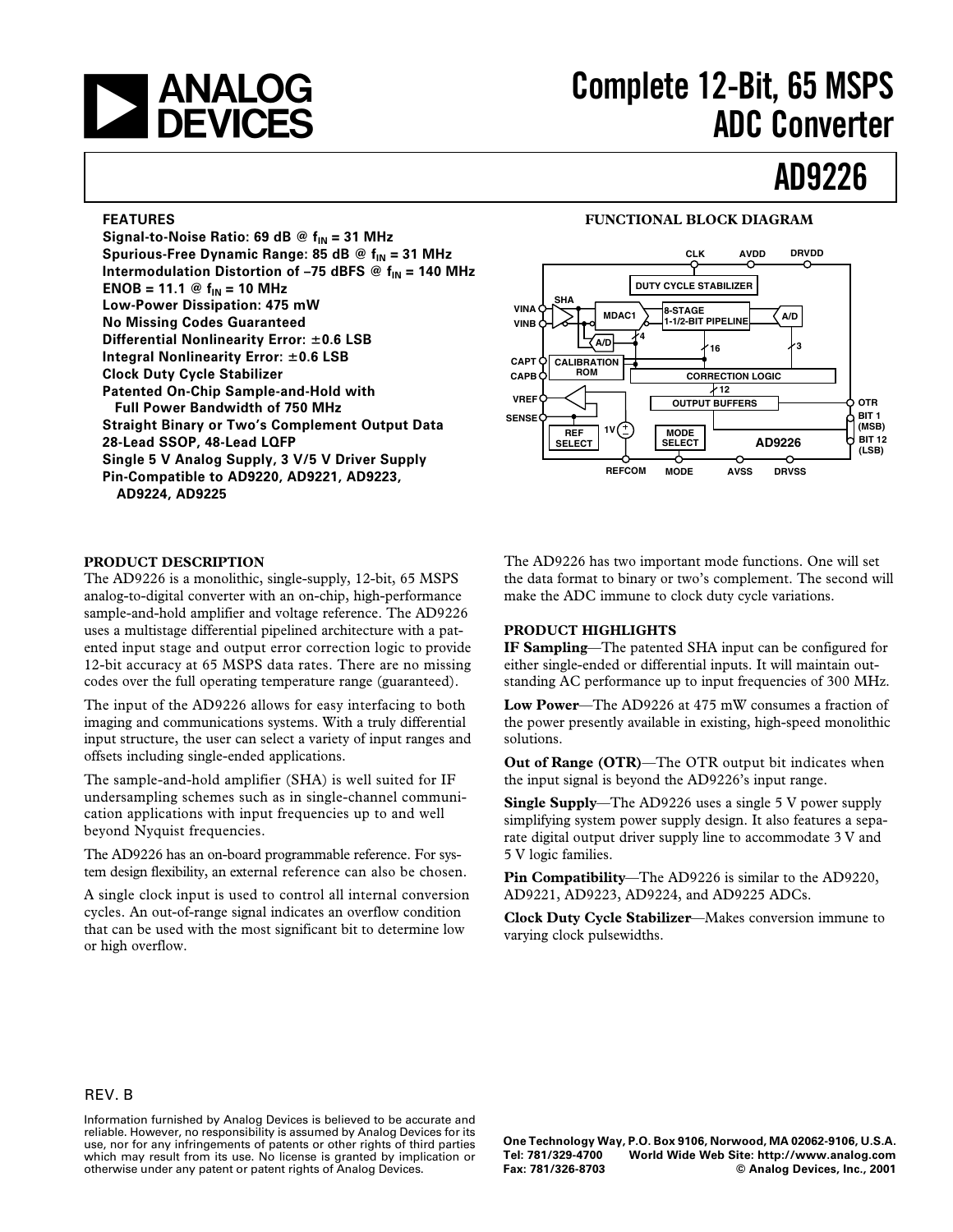# Complete 12-Bit, 65 MSPS ADC Converter

# AD9226

### FEATURES

**Signal-to-Noise Ratio: 69 dB @ $f_{IN}$ = 31 MHz**
**Spurious-Free Dynamic Range: 85 dB @ $f_{IN}$ = 31 MHz**
**Intermodulation Distortion of –75 dBFS @ $f_{IN}$ = 140 MHz**
**ENOB = 11.1 @ $f_{IN}$ = 10 MHz**
**Low-Power Dissipation: 475 mW**
**No Missing Codes Guaranteed**
**Differential Nonlinearity Error: ±0.6 LSB**
**Integral Nonlinearity Error: ±0.6 LSB**
**Clock Duty Cycle Stabilizer**
**Patented On-Chip Sample-and-Hold with Full Power Bandwidth of 750 MHz**
**Straight Binary or Two's Complement Output Data**
**28-Lead SSOP, 48-Lead LQFP**
**Single 5 V Analog Supply, 3 V/5 V Driver Supply**
**Pin-Compatible to AD9220, AD9221, AD9223, AD9224, AD9225**

### FUNCTIONAL BLOCK DIAGRAM

### PRODUCT DESCRIPTION

The AD9226 is a monolithic, single-supply, 12-bit, 65 MSPS analog-to-digital converter with an on-chip, high-performance sample-and-hold amplifier and voltage reference. The AD9226 uses a multistage differential pipelined architecture with a patented input stage and output error correction logic to provide 12-bit accuracy at 65 MSPS data rates. There are no missing codes over the full operating temperature range (guaranteed).

The input of the AD9226 allows for easy interfacing to both imaging and communications systems. With a truly differential input structure, the user can select a variety of input ranges and offsets including single-ended applications.

The sample-and-hold amplifier (SHA) is well suited for IF undersampling schemes such as in single-channel communication applications with input frequencies up to and well beyond Nyquist frequencies.

The AD9226 has an on-board programmable reference. For system design flexibility, an external reference can also be chosen.

A single clock input is used to control all internal conversion cycles. An out-of-range signal indicates an overflow condition that can be used with the most significant bit to determine low or high overflow.

The AD9226 has two important mode functions. One will set the data format to binary or two's complement. The second will make the ADC immune to clock duty cycle variations.

### PRODUCT HIGHLIGHTS

**IF Sampling**—The patented SHA input can be configured for either single-ended or differential inputs. It will maintain outstanding AC performance up to input frequencies of 300 MHz.

**Low Power**—The AD9226 at 475 mW consumes a fraction of the power presently available in existing, high-speed monolithic solutions.

**Out of Range (OTR)**—The OTR output bit indicates when the input signal is beyond the AD9226's input range.

**Single Supply**—The AD9226 uses a single 5 V power supply simplifying system power supply design. It also features a separate digital output driver supply line to accommodate 3 V and 5 V logic families.

**Pin Compatibility**—The AD9226 is similar to the AD9220, AD9221, AD9223, AD9224, and AD9225 ADCs.

**Clock Duty Cycle Stabilizer**—Makes conversion immune to varying clock pulsewidths.

REV. B

Information furnished by Analog Devices is believed to be accurate and reliable. However, no responsibility is assumed by Analog Devices for its use, nor for any infringements of patents or other rights of third parties which may result from its use. No license is granted by implication or otherwise under any patent or patent rights of Analog Devices.

One Technology Way, P.O. Box 9106, Norwood, MA 02062-9106, U.S.A.
Tel: 781/329-4700 World Wide Web Site: http://www.analog.com
Fax: 781/326-8703 © Analog Devices, Inc., 2001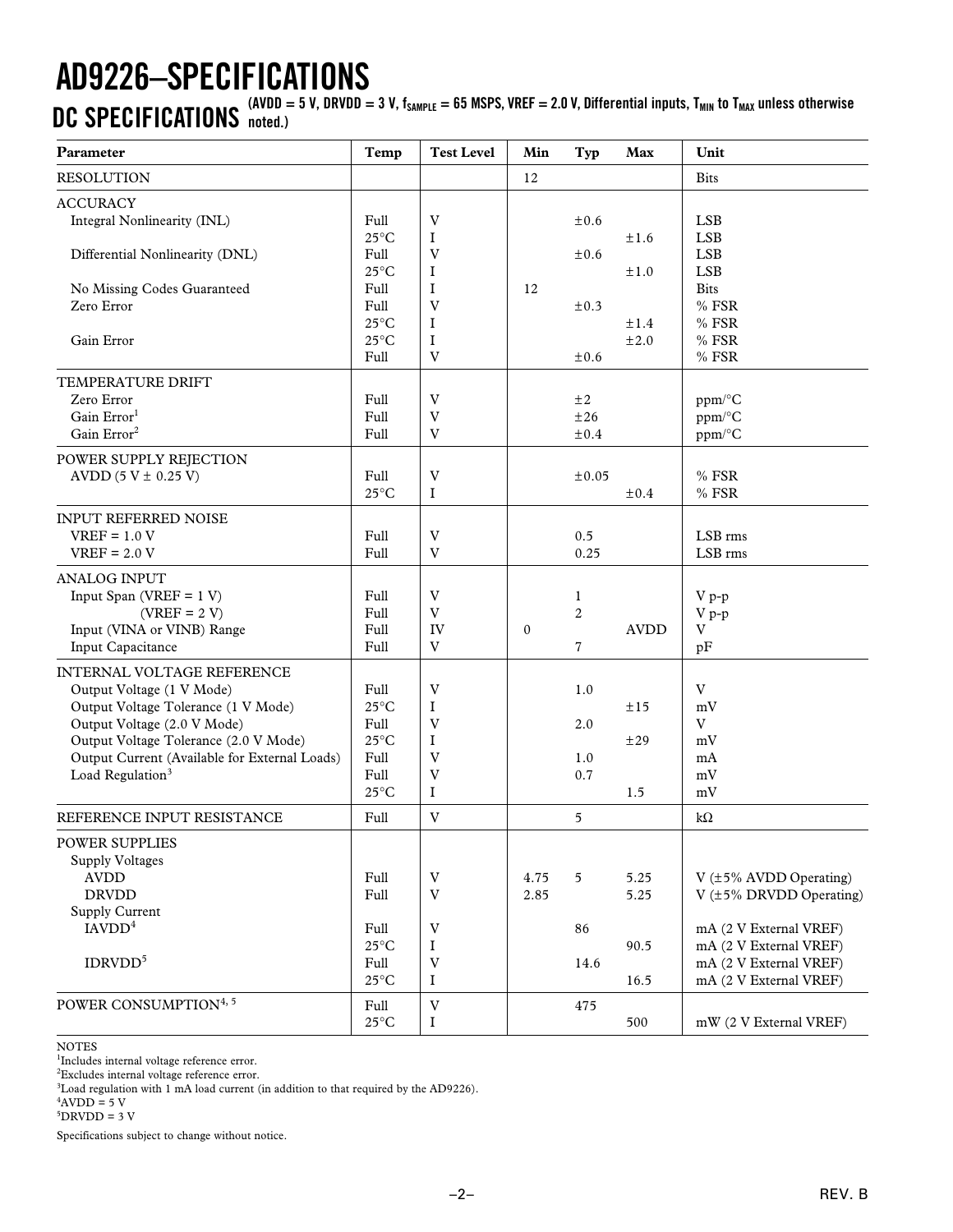# AD9226–SPECIFICATIONS

## DC SPECIFICATIONS

(AVDD = 5 V, DRVDD = 3 V, $f_{SAMPLE}$ = 65 MSPS, VREF = 2.0 V, Differential inputs, $T_{MIN}$ to $T_{MAX}$ unless otherwise noted.)

| Parameter | Temp | Test Level | Min | Typ | Max | Unit |
|---|---|---|---|---|---|---|
| RESOLUTION | | | 12 | | | Bits |
| ACCURACY | | | | | | |
| Integral Nonlinearity (INL) | Full | V | | ±0.6 | | LSB |
| | 25°C | I | | | ±1.6 | LSB |
| Differential Nonlinearity (DNL) | Full | V | | ±0.6 | | LSB |
| | 25°C | I | | | ±1.0 | LSB |
| No Missing Codes Guaranteed | Full | I | 12 | | | Bits |
| Zero Error | Full | V | | ±0.3 | | % FSR |
| | 25°C | I | | | ±1.4 | % FSR |
| Gain Error | 25°C | I | | | ±2.0 | % FSR |
| | Full | V | | ±0.6 | | % FSR |
| TEMPERATURE DRIFT | | | | | | |
| Zero Error | Full | V | | ±2 | | ppm/°C |
| Gain Error[1] | Full | V | | ±26 | | ppm/°C |
| Gain Error[2] | Full | V | | ±0.4 | | ppm/°C |
| POWER SUPPLY REJECTION | | | | | | |
| AVDD (5 V ± 0.25 V) | Full | V | | ±0.05 | | % FSR |
| | 25°C | I | | | ±0.4 | % FSR |
| INPUT REFERRED NOISE | | | | | | |
| VREF = 1.0 V | Full | V | | 0.5 | | LSB rms |
| VREF = 2.0 V | Full | V | | 0.25 | | LSB rms |
| ANALOG INPUT | | | | | | |
| Input Span (VREF = 1 V) | Full | V | | 1 | | V p-p |
| (VREF = 2 V) | Full | V | | 2 | | V p-p |
| Input (VINA or VINB) Range | Full | IV | 0 | | AVDD | V |
| Input Capacitance | Full | V | | 7 | | pF |
| INTERNAL VOLTAGE REFERENCE | | | | | | |
| Output Voltage (1 V Mode) | Full | V | | 1.0 | | V |
| Output Voltage Tolerance (1 V Mode) | 25°C | I | | | ±15 | mV |
| Output Voltage (2.0 V Mode) | Full | V | | 2.0 | | V |
| Output Voltage Tolerance (2.0 V Mode) | 25°C | I | | | ±29 | mV |
| Output Current (Available for External Loads) | Full | V | | 1.0 | | mA |
| Load Regulation[3] | Full | V | | 0.7 | | mV |
| | 25°C | I | | | 1.5 | mV |
| REFERENCE INPUT RESISTANCE | Full | V | | 5 | | kΩ |
| POWER SUPPLIES | | | | | | |
| Supply Voltages | | | | | | |
| AVDD | Full | V | 4.75 | 5 | 5.25 | V (±5% AVDD Operating) |
| DRVDD | Full | V | 2.85 | | 5.25 | V (±5% DRVDD Operating) |
| Supply Current | | | | | | |
| IAVDD[4] | Full | V | | 86 | | mA (2 V External VREF) |
| | 25°C | I | | | 90.5 | mA (2 V External VREF) |
| IDRVDD[5] | Full | V | | 14.6 | | mA (2 V External VREF) |
| | 25°C | I | | | 16.5 | mA (2 V External VREF) |
| POWER CONSUMPTION[4, 5] | Full | V | | 475 | | |
| | 25°C | I | | | 500 | mW (2 V External VREF) |

NOTES

[1]Includes internal voltage reference error.

[2]Excludes internal voltage reference error.

[3]Load regulation with 1 mA load current (in addition to that required by the AD9226).

[4]AVDD = 5 V

[5]DRVDD = 3 V

Specifications subject to change without notice.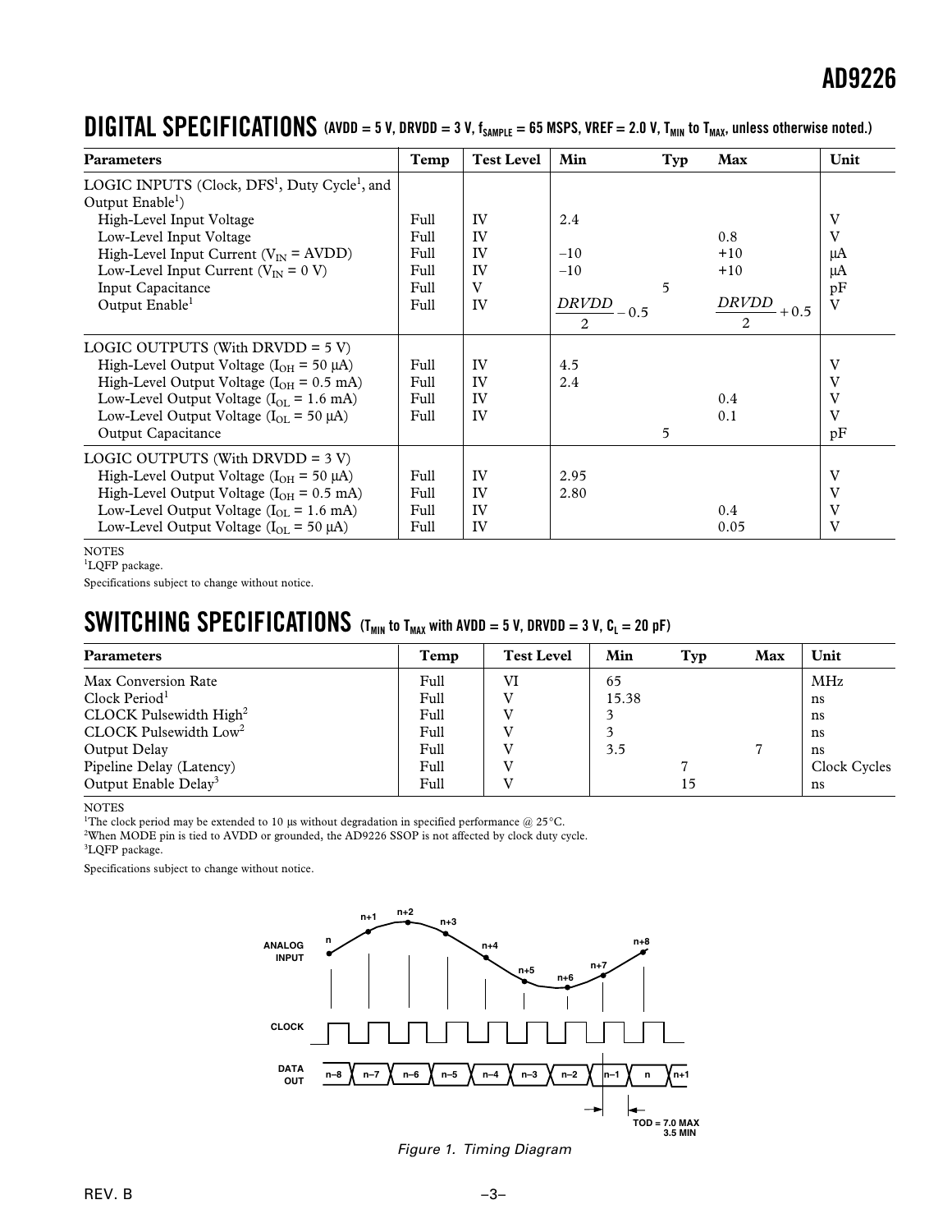## DIGITAL SPECIFICATIONS (AVDD = 5 V, DRVDD = 3 V, $f_{SAMPLE}$ = 65 MSPS, VREF = 2.0 V, $T_{MIN}$ to $T_{MAX}$, unless otherwise noted.)

| Parameters | Temp | Test Level | Min | Typ | Max | Unit |
|---|---|---|---|---|---|---|
| LOGIC INPUTS (Clock, DFS[1], Duty Cycle[1], and Output Enable[1]) | | | | | | |
| High-Level Input Voltage | Full | IV | 2.4 | | | V |
| Low-Level Input Voltage | Full | IV | | | 0.8 | V |
| High-Level Input Current ($V_{IN}$ = AVDD) | Full | IV | –10 | | +10 | μA |
| Low-Level Input Current ($V_{IN}$ = 0 V) | Full | IV | –10 | | +10 | μA |
| Input Capacitance | Full | V | | 5 | | pF |
| Output Enable[1] | Full | IV | $\frac{DRVDD}{2} - 0.5$ | | $\frac{DRVDD}{2} + 0.5$ | V |
| LOGIC OUTPUTS (With DRVDD = 5 V) | | | | | | |
| High-Level Output Voltage ($I_{OH}$ = 50 μA) | Full | IV | 4.5 | | | V |
| High-Level Output Voltage ($I_{OH}$ = 0.5 mA) | Full | IV | 2.4 | | | V |
| Low-Level Output Voltage ($I_{OL}$ = 1.6 mA) | Full | IV | | | 0.4 | V |
| Low-Level Output Voltage ($I_{OL}$ = 50 μA) | Full | IV | | | 0.1 | V |
| Output Capacitance | | | | 5 | | pF |
| LOGIC OUTPUTS (With DRVDD = 3 V) | | | | | | |
| High-Level Output Voltage ($I_{OH}$ = 50 μA) | Full | IV | 2.95 | | | V |
| High-Level Output Voltage ($I_{OH}$ = 0.5 mA) | Full | IV | 2.80 | | | V |
| Low-Level Output Voltage ($I_{OL}$ = 1.6 mA) | Full | IV | | | 0.4 | V |
| Low-Level Output Voltage ($I_{OL}$ = 50 μA) | Full | IV | | | 0.05 | V |

NOTES
[1]LQFP package.

Specifications subject to change without notice.

## SWITCHING SPECIFICATIONS ($T_{MIN}$ to $T_{MAX}$ with AVDD = 5 V, DRVDD = 3 V, $C_L$ = 20 pF)

| Parameters | Temp | Test Level | Min | Typ | Max | Unit |
|---|---|---|---|---|---|---|
| Max Conversion Rate | Full | VI | 65 | | | MHz |
| Clock Period[1] | Full | V | 15.38 | | | ns |
| CLOCK Pulsewidth High[2] | Full | V | 3 | | | ns |
| CLOCK Pulsewidth Low[2] | Full | V | 3 | | | ns |
| Output Delay | Full | V | 3.5 | | 7 | ns |
| Pipeline Delay (Latency) | Full | V | | 7 | | Clock Cycles |
| Output Enable Delay[3] | Full | V | | 15 | | ns |

NOTES
[1]The clock period may be extended to 10 μs without degradation in specified performance @ 25°C.
[2]When MODE pin is tied to AVDD or grounded, the AD9226 SSOP is not affected by clock duty cycle.
[3]LQFP package.

Specifications subject to change without notice.

Figure 1. Timing Diagram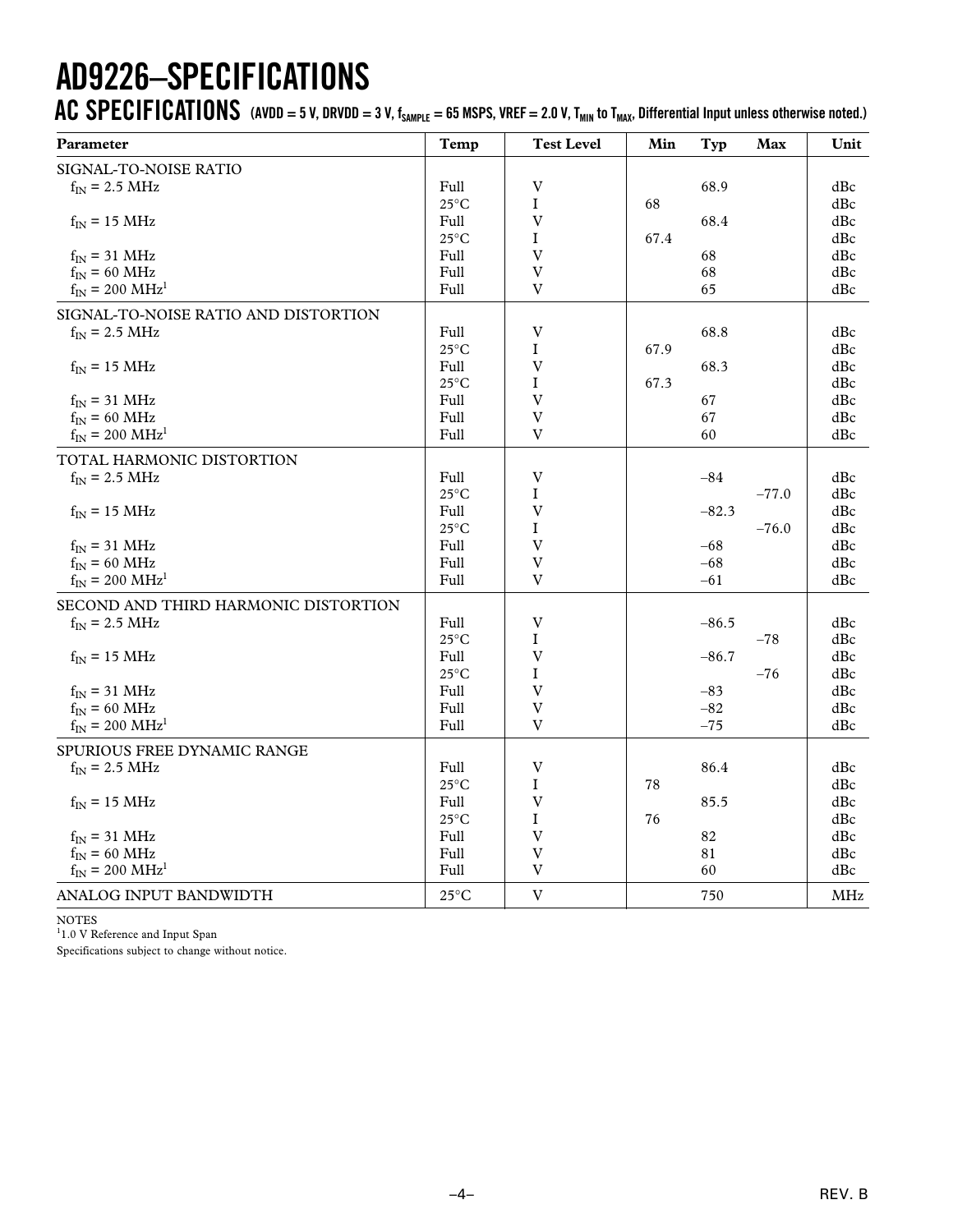# AD9226–SPECIFICATIONS

## AC SPECIFICATIONS (AVDD = 5 V, DRVDD = 3 V, $f_{SAMPLE}$ = 65 MSPS, VREF = 2.0 V, $T_{MIN}$ to $T_{MAX}$, Differential Input unless otherwise noted.)

| Parameter | Temp | Test Level | Min | Typ | Max | Unit |
|---|---|---|---|---|---|---|
| SIGNAL-TO-NOISE RATIO | | | | | | |
| $f_{IN}$ = 2.5 MHz | Full | V | | 68.9 | | dBc |
| | 25°C | I | 68 | | | dBc |
| $f_{IN}$ = 15 MHz | Full | V | | 68.4 | | dBc |
| | 25°C | I | 67.4 | | | dBc |
| $f_{IN}$ = 31 MHz | Full | V | | 68 | | dBc |
| $f_{IN}$ = 60 MHz | Full | V | | 68 | | dBc |
| $f_{IN}$ = 200 MHz[1] | Full | V | | 65 | | dBc |
| SIGNAL-TO-NOISE RATIO AND DISTORTION | | | | | | |
| $f_{IN}$ = 2.5 MHz | Full | V | | 68.8 | | dBc |
| | 25°C | I | 67.9 | | | dBc |
| $f_{IN}$ = 15 MHz | Full | V | | 68.3 | | dBc |
| | 25°C | I | 67.3 | | | dBc |
| $f_{IN}$ = 31 MHz | Full | V | | 67 | | dBc |
| $f_{IN}$ = 60 MHz | Full | V | | 67 | | dBc |
| $f_{IN}$ = 200 MHz[1] | Full | V | | 60 | | dBc |
| TOTAL HARMONIC DISTORTION | | | | | | |
| $f_{IN}$ = 2.5 MHz | Full | V | | –84 | | dBc |
| | 25°C | I | | | –77.0 | dBc |
| $f_{IN}$ = 15 MHz | Full | V | | –82.3 | | dBc |
| | 25°C | I | | | –76.0 | dBc |
| $f_{IN}$ = 31 MHz | Full | V | | –68 | | dBc |
| $f_{IN}$ = 60 MHz | Full | V | | –68 | | dBc |
| $f_{IN}$ = 200 MHz[1] | Full | V | | –61 | | dBc |
| SECOND AND THIRD HARMONIC DISTORTION | | | | | | |
| $f_{IN}$ = 2.5 MHz | Full | V | | –86.5 | | dBc |
| | 25°C | I | | | –78 | dBc |
| $f_{IN}$ = 15 MHz | Full | V | | –86.7 | | dBc |
| | 25°C | I | | | –76 | dBc |
| $f_{IN}$ = 31 MHz | Full | V | | –83 | | dBc |
| $f_{IN}$ = 60 MHz | Full | V | | –82 | | dBc |
| $f_{IN}$ = 200 MHz[1] | Full | V | | –75 | | dBc |
| SPURIOUS FREE DYNAMIC RANGE | | | | | | |
| $f_{IN}$ = 2.5 MHz | Full | V | | 86.4 | | dBc |
| | 25°C | I | 78 | | | dBc |
| $f_{IN}$ = 15 MHz | Full | V | | 85.5 | | dBc |
| | 25°C | I | 76 | | | dBc |
| $f_{IN}$ = 31 MHz | Full | V | | 82 | | dBc |
| $f_{IN}$ = 60 MHz | Full | V | | 81 | | dBc |
| $f_{IN}$ = 200 MHz[1] | Full | V | | 60 | | dBc |
| ANALOG INPUT BANDWIDTH | 25°C | V | | 750 | | MHz |

NOTES

[1]1.0 V Reference and Input Span

Specifications subject to change without notice.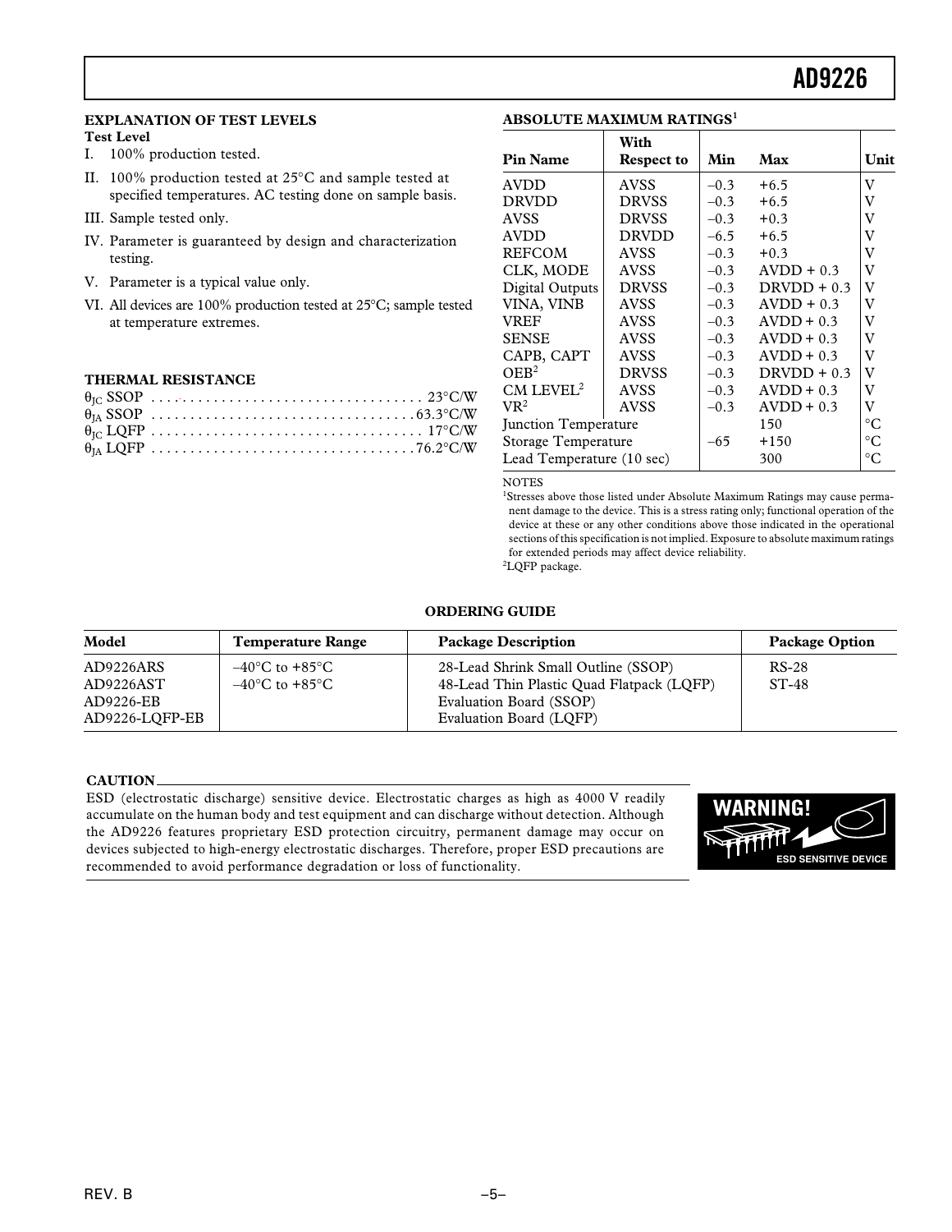### EXPLANATION OF TEST LEVELS

**Test Level**

I. 100% production tested.

II. 100% production tested at 25°C and sample tested at specified temperatures. AC testing done on sample basis.

III. Sample tested only.

IV. Parameter is guaranteed by design and characterization testing.

V. Parameter is a typical value only.

VI. All devices are 100% production tested at 25°C; sample tested at temperature extremes.

### THERMAL RESISTANCE

$\theta_{JC}$ SSOP . . . . . . . . . . 23°C/W

$\theta_{JA}$ SSOP . . . . . . . . . . 63.3°C/W

$\theta_{JC}$ LQFP . . . . . . . . . . 17°C/W

$\theta_{JA}$ LQFP . . . . . . . . . . 76.2°C/W

### ABSOLUTE MAXIMUM RATINGS[1]

| Pin Name | With Respect to | Min | Max | Unit |
|---|---|---|---|---|
| AVDD | AVSS | –0.3 | +6.5 | V |
| DRVDD | DRVSS | –0.3 | +6.5 | V |
| AVSS | DRVSS | –0.3 | +0.3 | V |
| AVDD | DRVDD | –6.5 | +6.5 | V |
| REFCOM | AVSS | –0.3 | +0.3 | V |
| CLK, MODE | AVSS | –0.3 | AVDD + 0.3 | V |
| Digital Outputs | DRVSS | –0.3 | DRVDD + 0.3 | V |
| VINA, VINB | AVSS | –0.3 | AVDD + 0.3 | V |
| VREF | AVSS | –0.3 | AVDD + 0.3 | V |
| SENSE | AVSS | –0.3 | AVDD + 0.3 | V |
| CAPB, CAPT | AVSS | –0.3 | AVDD + 0.3 | V |
| OEB[2] | DRVSS | –0.3 | DRVDD + 0.3 | V |
| CM LEVEL[2] | AVSS | –0.3 | AVDD + 0.3 | V |
| VR[2] | AVSS | –0.3 | AVDD + 0.3 | V |
| Junction Temperature | | | 150 | °C |
| Storage Temperature | | –65 | +150 | °C |
| Lead Temperature (10 sec) | | | 300 | °C |

NOTES

[1]Stresses above those listed under Absolute Maximum Ratings may cause permanent damage to the device. This is a stress rating only; functional operation of the device at these or any other conditions above those indicated in the operational sections of this specification is not implied. Exposure to absolute maximum ratings for extended periods may affect device reliability.

[2]LQFP package.

### ORDERING GUIDE

| Model | Temperature Range | Package Description | Package Option |
|---|---|---|---|
| AD9226ARS | –40°C to +85°C | 28-Lead Shrink Small Outline (SSOP) | RS-28 |
| AD9226AST | –40°C to +85°C | 48-Lead Thin Plastic Quad Flatpack (LQFP) | ST-48 |
| AD9226-EB | | Evaluation Board (SSOP) | |
| AD9226-LQFP-EB | | Evaluation Board (LQFP) | |

### CAUTION

ESD (electrostatic discharge) sensitive device. Electrostatic charges as high as 4000 V readily accumulate on the human body and test equipment and can discharge without detection. Although the AD9226 features proprietary ESD protection circuitry, permanent damage may occur on devices subjected to high-energy electrostatic discharges. Therefore, proper ESD precautions are recommended to avoid performance degradation or loss of functionality.

WARNING!

ESD SENSITIVE DEVICE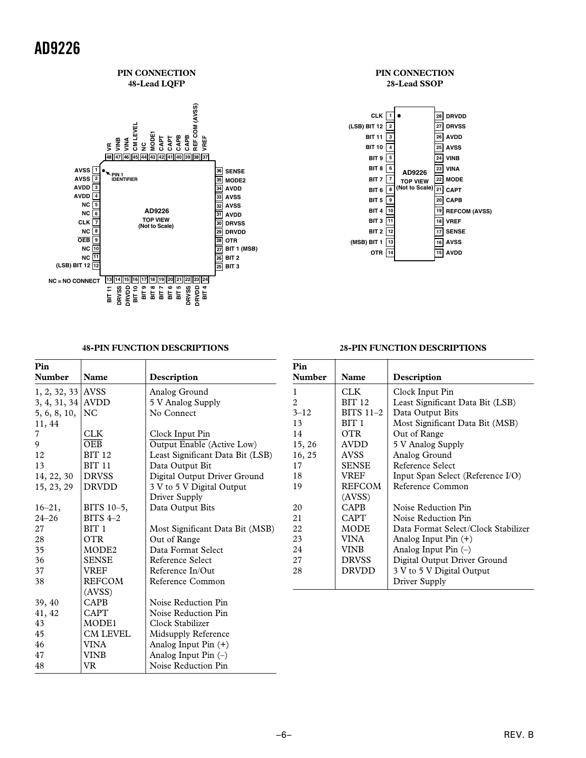## PIN CONNECTION 48-Lead LQFP

| Pin | Name | Pin | Name |
|---|---|---|---|
| 1 | AVSS | 25 | BIT 3 |
| 2 | AVSS | 26 | BIT 2 |
| 3 | AVDD | 27 | BIT 1 (MSB) |
| 4 | AVDD | 28 | OTR |
| 5 | NC | 29 | DRVDD |
| 6 | NC | 30 | DRVSS |
| 7 | CLK | 31 | AVDD |
| 8 | NC | 32 | AVSS |
| 9 | OEB (active low) | 33 | AVSS |
| 10 | NC | 34 | AVDD |
| 11 | NC | 35 | MODE2 |
| 12 | (LSB) BIT 12 | 36 | SENSE |
| 13 | BIT 11 | 37 | VREF |
| 14 | DRVSS | 38 | REF COM (AVSS) |
| 15 | DRVDD | 39 | CAPB |
| 16 | BIT 10 | 40 | CAPB |
| 17 | BIT 9 | 41 | CAPT |
| 18 | BIT 8 | 42 | CAPT |
| 19 | BIT 7 | 43 | MODE1 |
| 20 | BIT 6 | 44 | NC |
| 21 | BIT 5 | 45 | CM LEVEL |
| 22 | DRVSS | 46 | VINA |
| 23 | DRVDD | 47 | VINB |
| 24 | BIT 4 | 48 | VR |

AD9226 TOP VIEW (Not to Scale)

NC = NO CONNECT

## PIN CONNECTION 28-Lead SSOP

| Pin | Name | Pin | Name |
|---|---|---|---|
| 1 | CLK | 28 | DRVDD |
| 2 | (LSB) BIT 12 | 27 | DRVSS |
| 3 | BIT 11 | 26 | AVDD |
| 4 | BIT 10 | 25 | AVSS |
| 5 | BIT 9 | 24 | VINB |
| 6 | BIT 8 | 23 | VINA |
| 7 | BIT 7 | 22 | MODE |
| 8 | BIT 6 | 21 | CAPT |
| 9 | BIT 5 | 20 | CAPB |
| 10 | BIT 4 | 19 | REFCOM (AVSS) |
| 11 | BIT 3 | 18 | VREF |
| 12 | BIT 2 | 17 | SENSE |
| 13 | (MSB) BIT 1 | 16 | AVSS |
| 14 | OTR | 15 | AVDD |

AD9226 TOP VIEW (Not to Scale)

### 48-PIN FUNCTION DESCRIPTIONS

| Pin Number | Name | Description |
|---|---|---|
| 1, 2, 32, 33 | AVSS | Analog Ground |
| 3, 4, 31, 34 | AVDD | 5 V Analog Supply |
| 5, 6, 8, 10, 11, 44 | NC | No Connect |
| 7 | CLK | Clock Input Pin |
| 9 | $\overline{OEB}$ | Output Enable (Active Low) |
| 12 | BIT 12 | Least Significant Data Bit (LSB) |
| 13 | BIT 11 | Data Output Bit |
| 14, 22, 30 | DRVSS | Digital Output Driver Ground |
| 15, 23, 29 | DRVDD | 3 V to 5 V Digital Output Driver Supply |
| 16–21, 24–26 | BITS 10–5, BITS 4–2 | Data Output Bits |
| 27 | BIT 1 | Most Significant Data Bit (MSB) |
| 28 | OTR | Out of Range |
| 35 | MODE2 | Data Format Select |
| 36 | SENSE | Reference Select |
| 37 | VREF | Reference In/Out |
| 38 | REFCOM (AVSS) | Reference Common |
| 39, 40 | CAPB | Noise Reduction Pin |
| 41, 42 | CAPT | Noise Reduction Pin |
| 43 | MODE1 | Clock Stabilizer |
| 45 | CM LEVEL | Midsupply Reference |
| 46 | VINA | Analog Input Pin (+) |
| 47 | VINB | Analog Input Pin (–) |
| 48 | VR | Noise Reduction Pin |

### 28-PIN FUNCTION DESCRIPTIONS

| Pin Number | Name | Description |
|---|---|---|
| 1 | CLK | Clock Input Pin |
| 2 | BIT 12 | Least Significant Data Bit (LSB) |
| 3–12 | BITS 11–2 | Data Output Bits |
| 13 | BIT 1 | Most Significant Data Bit (MSB) |
| 14 | OTR | Out of Range |
| 15, 26 | AVDD | 5 V Analog Supply |
| 16, 25 | AVSS | Analog Ground |
| 17 | SENSE | Reference Select |
| 18 | VREF | Input Span Select (Reference I/O) |
| 19 | REFCOM (AVSS) | Reference Common |
| 20 | CAPB | Noise Reduction Pin |
| 21 | CAPT | Noise Reduction Pin |
| 22 | MODE | Data Format Select/Clock Stabilizer |
| 23 | VINA | Analog Input Pin (+) |
| 24 | VINB | Analog Input Pin (–) |
| 27 | DRVSS | Digital Output Driver Ground |
| 28 | DRVDD | 3 V to 5 V Digital Output Driver Supply |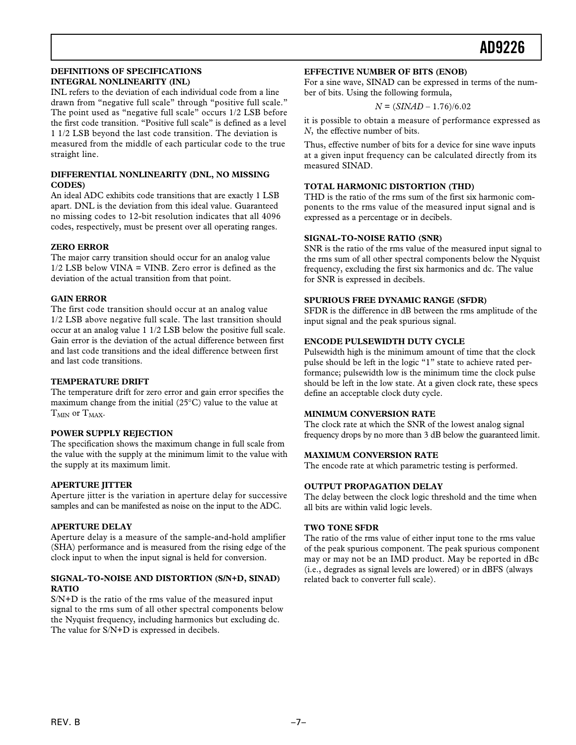## DEFINITIONS OF SPECIFICATIONS

### INTEGRAL NONLINEARITY (INL)

INL refers to the deviation of each individual code from a line drawn from "negative full scale" through "positive full scale." The point used as "negative full scale" occurs 1/2 LSB before the first code transition. "Positive full scale" is defined as a level 1 1/2 LSB beyond the last code transition. The deviation is measured from the middle of each particular code to the true straight line.

### DIFFERENTIAL NONLINEARITY (DNL, NO MISSING CODES)

An ideal ADC exhibits code transitions that are exactly 1 LSB apart. DNL is the deviation from this ideal value. Guaranteed no missing codes to 12-bit resolution indicates that all 4096 codes, respectively, must be present over all operating ranges.

### ZERO ERROR

The major carry transition should occur for an analog value 1/2 LSB below VINA = VINB. Zero error is defined as the deviation of the actual transition from that point.

### GAIN ERROR

The first code transition should occur at an analog value 1/2 LSB above negative full scale. The last transition should occur at an analog value 1 1/2 LSB below the positive full scale. Gain error is the deviation of the actual difference between first and last code transitions and the ideal difference between first and last code transitions.

### TEMPERATURE DRIFT

The temperature drift for zero error and gain error specifies the maximum change from the initial (25°C) value to the value at $T_{MIN}$ or $T_{MAX}$.

### POWER SUPPLY REJECTION

The specification shows the maximum change in full scale from the value with the supply at the minimum limit to the value with the supply at its maximum limit.

### APERTURE JITTER

Aperture jitter is the variation in aperture delay for successive samples and can be manifested as noise on the input to the ADC.

### APERTURE DELAY

Aperture delay is a measure of the sample-and-hold amplifier (SHA) performance and is measured from the rising edge of the clock input to when the input signal is held for conversion.

### SIGNAL-TO-NOISE AND DISTORTION (S/N+D, SINAD) RATIO

S/N+D is the ratio of the rms value of the measured input signal to the rms sum of all other spectral components below the Nyquist frequency, including harmonics but excluding dc. The value for S/N+D is expressed in decibels.

### EFFECTIVE NUMBER OF BITS (ENOB)

For a sine wave, SINAD can be expressed in terms of the number of bits. Using the following formula,

$$N = (SINAD - 1.76)/6.02$$

it is possible to obtain a measure of performance expressed as $N$, the effective number of bits.

Thus, effective number of bits for a device for sine wave inputs at a given input frequency can be calculated directly from its measured SINAD.

### TOTAL HARMONIC DISTORTION (THD)

THD is the ratio of the rms sum of the first six harmonic components to the rms value of the measured input signal and is expressed as a percentage or in decibels.

### SIGNAL-TO-NOISE RATIO (SNR)

SNR is the ratio of the rms value of the measured input signal to the rms sum of all other spectral components below the Nyquist frequency, excluding the first six harmonics and dc. The value for SNR is expressed in decibels.

### SPURIOUS FREE DYNAMIC RANGE (SFDR)

SFDR is the difference in dB between the rms amplitude of the input signal and the peak spurious signal.

### ENCODE PULSEWIDTH DUTY CYCLE

Pulsewidth high is the minimum amount of time that the clock pulse should be left in the logic "1" state to achieve rated performance; pulsewidth low is the minimum time the clock pulse should be left in the low state. At a given clock rate, these specs define an acceptable clock duty cycle.

### MINIMUM CONVERSION RATE

The clock rate at which the SNR of the lowest analog signal frequency drops by no more than 3 dB below the guaranteed limit.

### MAXIMUM CONVERSION RATE

The encode rate at which parametric testing is performed.

### OUTPUT PROPAGATION DELAY

The delay between the clock logic threshold and the time when all bits are within valid logic levels.

### TWO TONE SFDR

The ratio of the rms value of either input tone to the rms value of the peak spurious component. The peak spurious component may or may not be an IMD product. May be reported in dBc (i.e., degrades as signal levels are lowered) or in dBFS (always related back to converter full scale).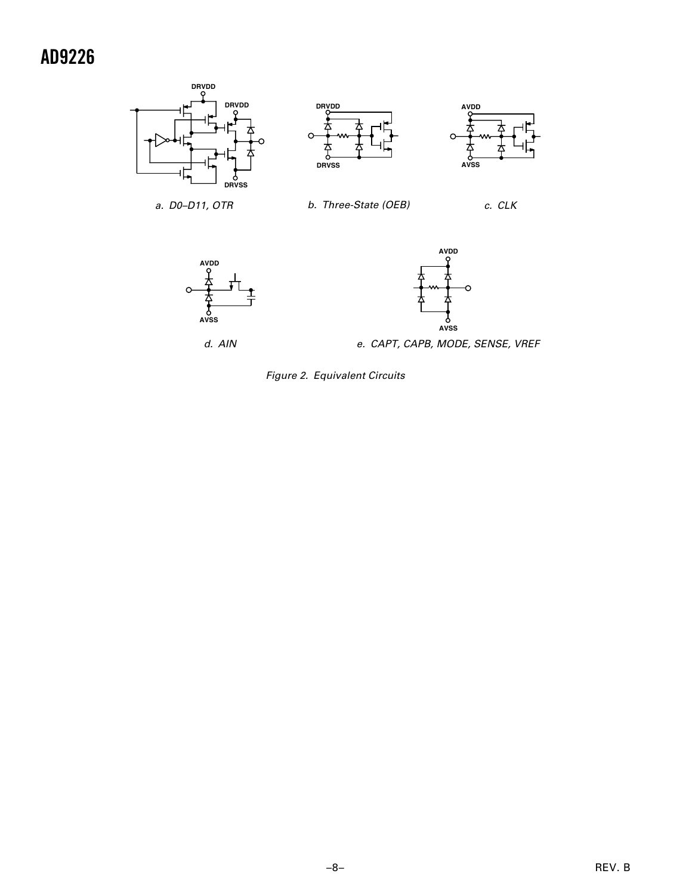a. D0–D11, OTR

b. Three-State (OEB)

c. CLK

d. AIN

e. CAPT, CAPB, MODE, SENSE, VREF

*Figure 2. Equivalent Circuits*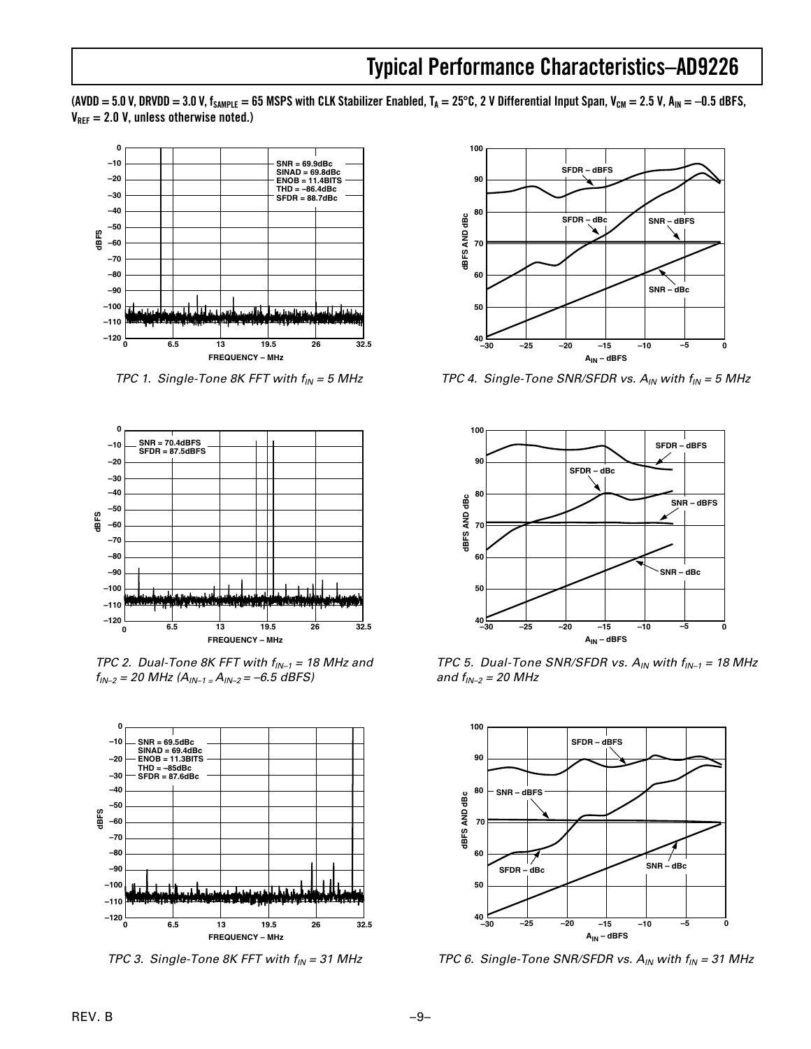## Typical Performance Characteristics–AD9226

**(AVDD = 5.0 V, DRVDD = 3.0 V, $f_{SAMPLE}$ = 65 MSPS with CLK Stabilizer Enabled, $T_A$ = 25°C, 2 V Differential Input Span, $V_{CM}$ = 2.5 V, $A_{IN}$ = –0.5 dBFS, $V_{REF}$ = 2.0 V, unless otherwise noted.)**

SNR = 69.9dBc
SINAD = 69.8dBc
ENOB = 11.4BITS
THD = –86.4dBc
SFDR = 88.7dBc

*TPC 1. Single-Tone 8K FFT with $f_{IN}$ = 5 MHz*

*TPC 4. Single-Tone SNR/SFDR vs. $A_{IN}$ with $f_{IN}$ = 5 MHz*

SNR = 70.4dBFS
SFDR = 87.5dBFS

*TPC 2. Dual-Tone 8K FFT with $f_{IN-1}$ = 18 MHz and $f_{IN-2}$ = 20 MHz ($A_{IN-1} = A_{IN-2}$ = –6.5 dBFS)*

*TPC 5. Dual-Tone SNR/SFDR vs. $A_{IN}$ with $f_{IN-1}$ = 18 MHz and $f_{IN-2}$ = 20 MHz*

SNR = 69.5dBc
SINAD = 69.4dBc
ENOB = 11.3BITS
THD = –85dBc
SFDR = 87.6dBc

*TPC 3. Single-Tone 8K FFT with $f_{IN}$ = 31 MHz*

*TPC 6. Single-Tone SNR/SFDR vs. $A_{IN}$ with $f_{IN}$ = 31 MHz*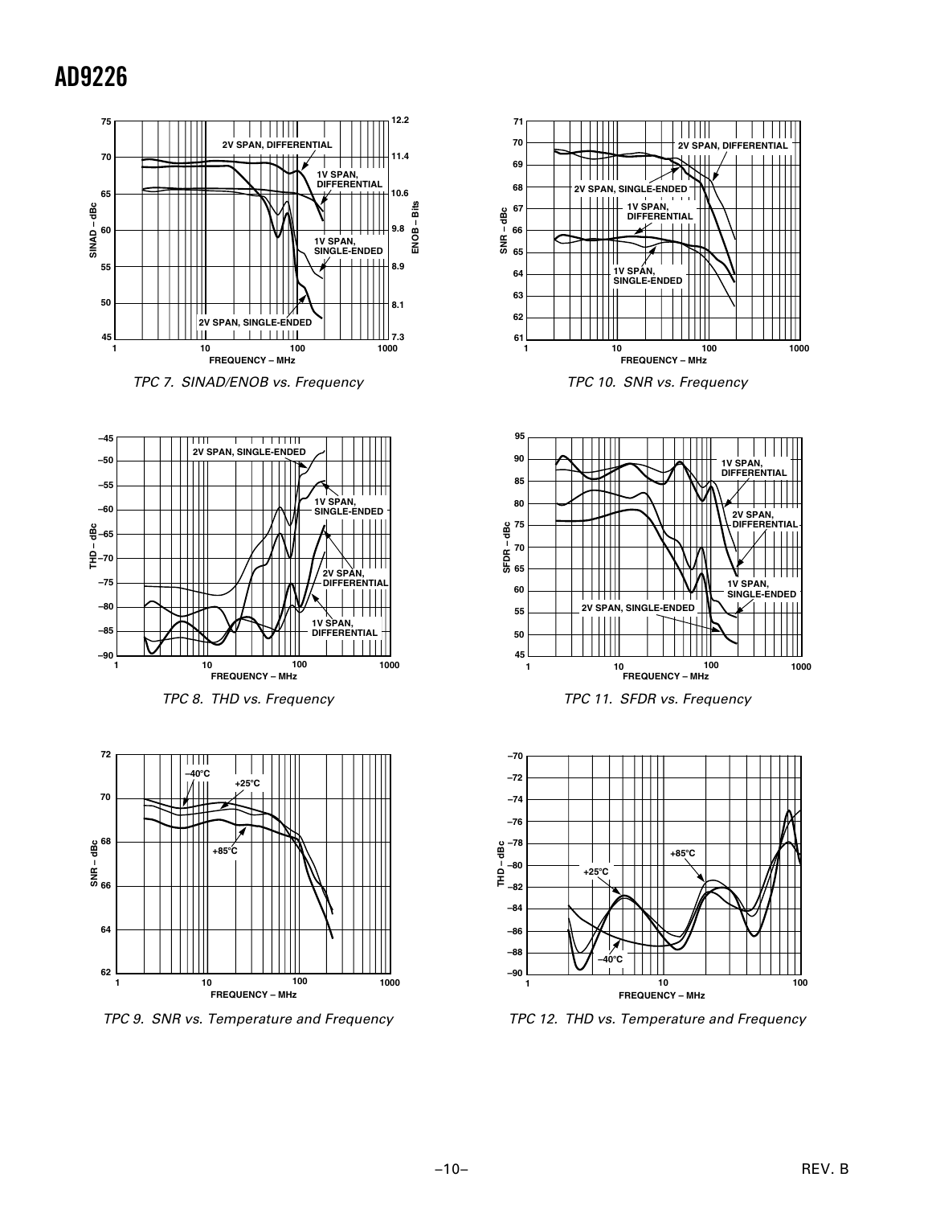TPC 7. SINAD/ENOB vs. Frequency

TPC 10. SNR vs. Frequency

TPC 8. THD vs. Frequency

TPC 11. SFDR vs. Frequency

TPC 9. SNR vs. Temperature and Frequency

TPC 12. THD vs. Temperature and Frequency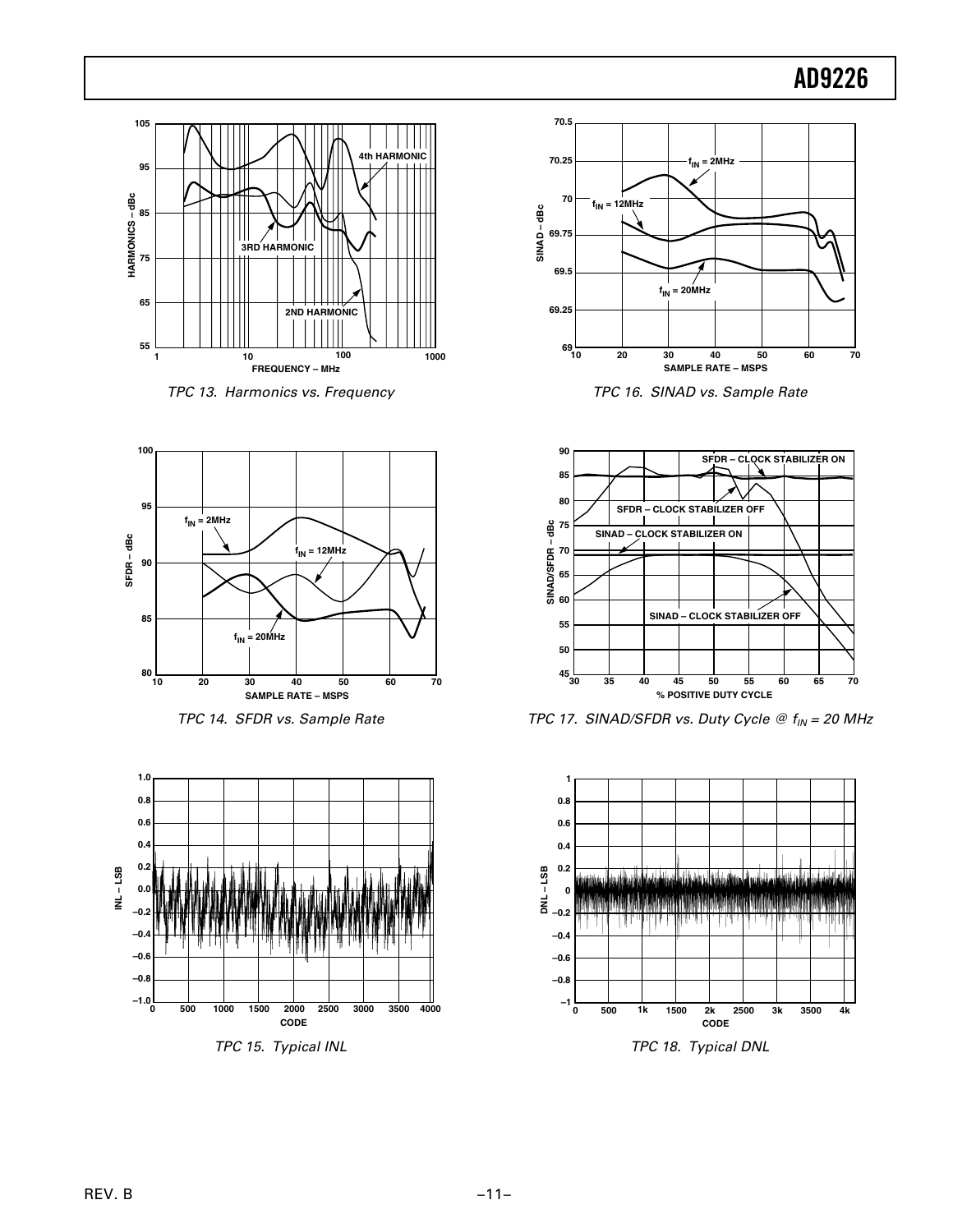TPC 13. Harmonics vs. Frequency

TPC 14. SFDR vs. Sample Rate

TPC 15. Typical INL

TPC 16. SINAD vs. Sample Rate

TPC 17. SINAD/SFDR vs. Duty Cycle @ $f_{IN}$ = 20 MHz

TPC 18. Typical DNL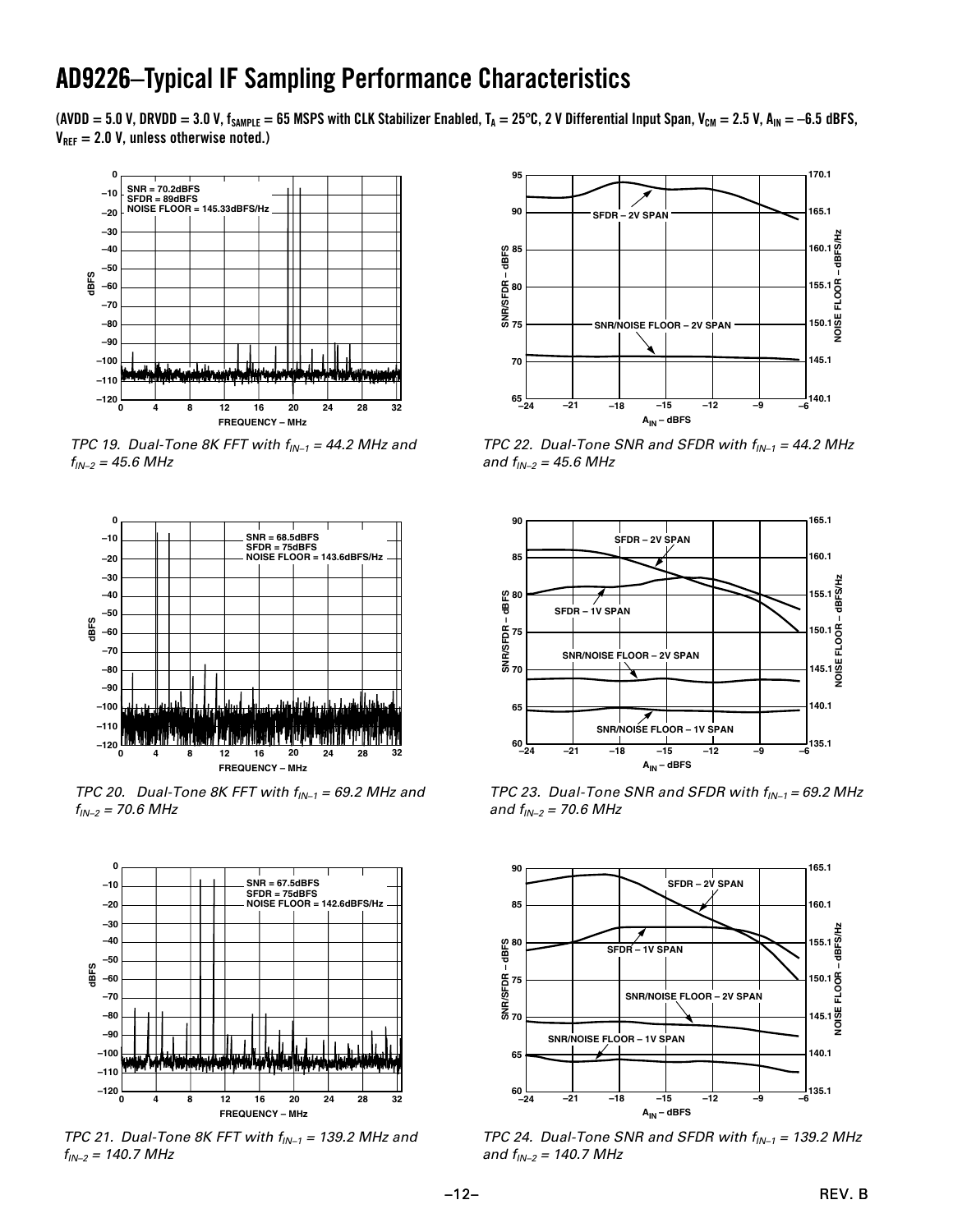# AD9226–Typical IF Sampling Performance Characteristics

**(AVDD = 5.0 V, DRVDD = 3.0 V, $f_{SAMPLE}$ = 65 MSPS with CLK Stabilizer Enabled, $T_A$ = 25°C, 2 V Differential Input Span, $V_{CM}$ = 2.5 V, $A_{IN}$ = –6.5 dBFS, $V_{REF}$ = 2.0 V, unless otherwise noted.)**

*TPC 19. Dual-Tone 8K FFT with $f_{IN-1}$ = 44.2 MHz and $f_{IN-2}$ = 45.6 MHz*

*TPC 20. Dual-Tone 8K FFT with $f_{IN-1}$ = 69.2 MHz and $f_{IN-2}$ = 70.6 MHz*

*TPC 21. Dual-Tone 8K FFT with $f_{IN-1}$ = 139.2 MHz and $f_{IN-2}$ = 140.7 MHz*

*TPC 22. Dual-Tone SNR and SFDR with $f_{IN-1}$ = 44.2 MHz and $f_{IN-2}$ = 45.6 MHz*

*TPC 23. Dual-Tone SNR and SFDR with $f_{IN-1}$ = 69.2 MHz and $f_{IN-2}$ = 70.6 MHz*

*TPC 24. Dual-Tone SNR and SFDR with $f_{IN-1}$ = 139.2 MHz and $f_{IN-2}$ = 140.7 MHz*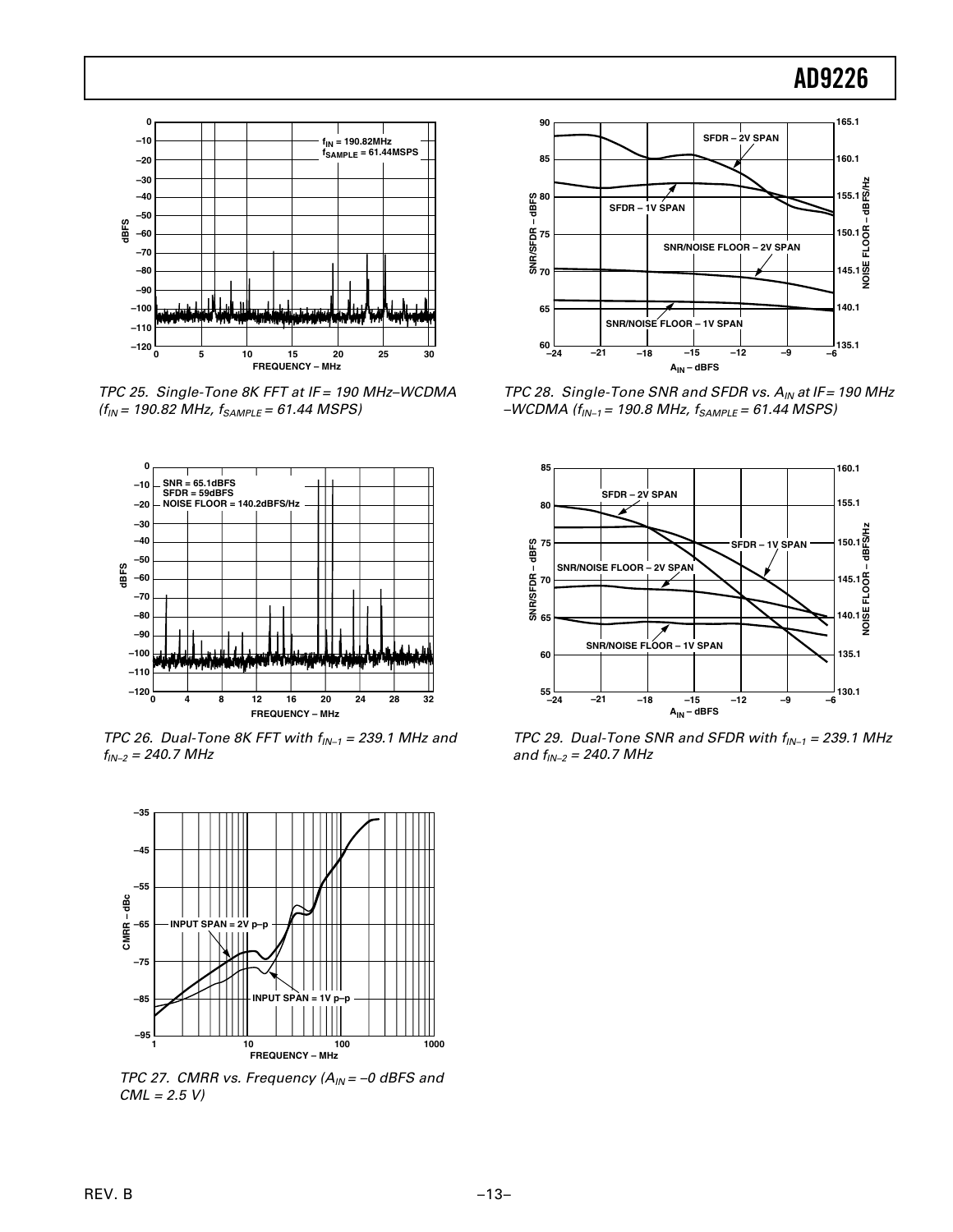TPC 25. Single-Tone 8K FFT at IF = 190 MHz–WCDMA ($f_{IN}$ = 190.82 MHz, $f_{SAMPLE}$ = 61.44 MSPS)

TPC 26. Dual-Tone 8K FFT with $f_{IN-1}$ = 239.1 MHz and $f_{IN-2}$ = 240.7 MHz

TPC 27. CMRR vs. Frequency ($A_{IN}$ = –0 dBFS and CML = 2.5 V)

TPC 28. Single-Tone SNR and SFDR vs. $A_{IN}$ at IF = 190 MHz –WCDMA ($f_{IN-1}$ = 190.8 MHz, $f_{SAMPLE}$ = 61.44 MSPS)

TPC 29. Dual-Tone SNR and SFDR with $f_{IN-1}$ = 239.1 MHz and $f_{IN-2}$ = 240.7 MHz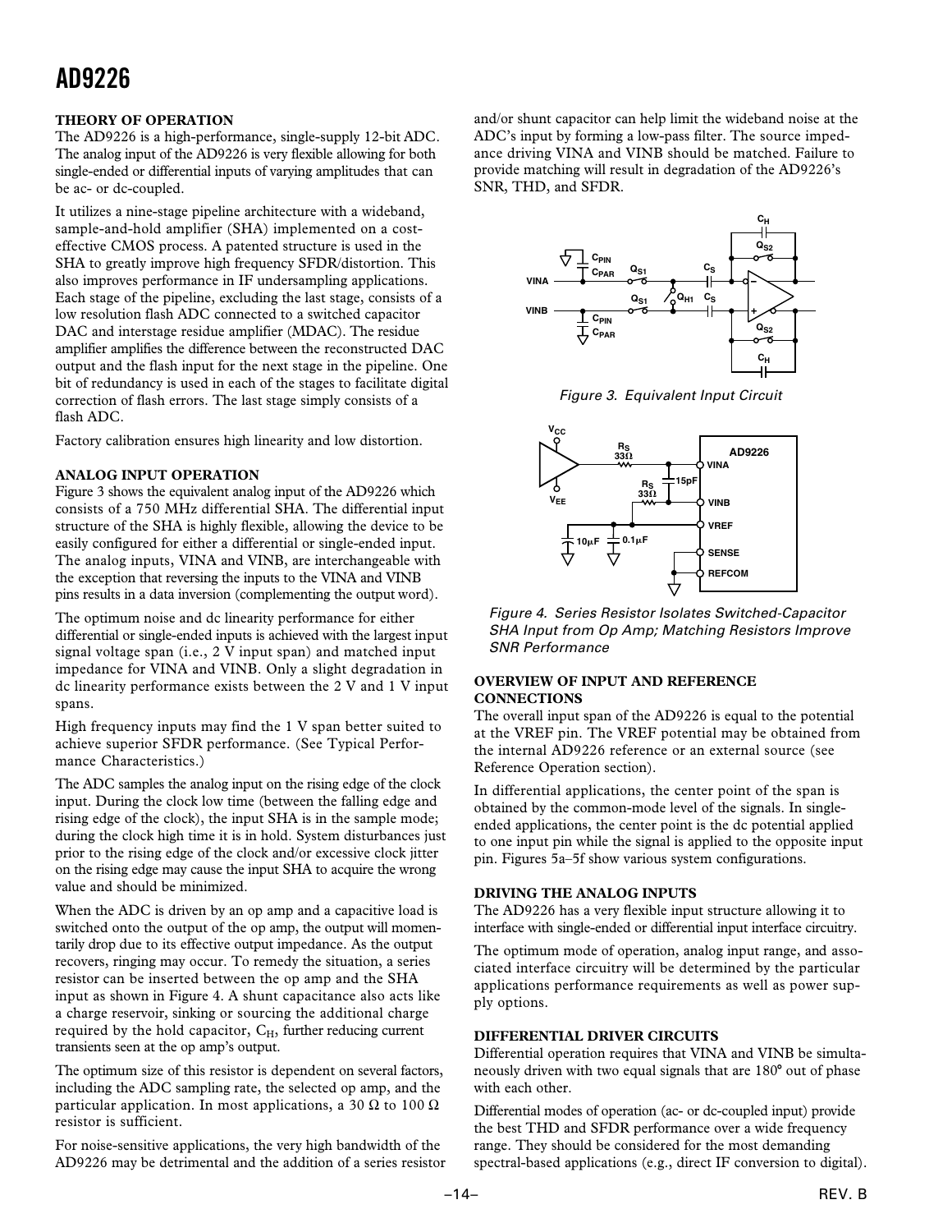## THEORY OF OPERATION

The AD9226 is a high-performance, single-supply 12-bit ADC. The analog input of the AD9226 is very flexible allowing for both single-ended or differential inputs of varying amplitudes that can be ac- or dc-coupled.

It utilizes a nine-stage pipeline architecture with a wideband, sample-and-hold amplifier (SHA) implemented on a cost-effective CMOS process. A patented structure is used in the SHA to greatly improve high frequency SFDR/distortion. This also improves performance in IF undersampling applications. Each stage of the pipeline, excluding the last stage, consists of a low resolution flash ADC connected to a switched capacitor DAC and interstage residue amplifier (MDAC). The residue amplifier amplifies the difference between the reconstructed DAC output and the flash input for the next stage in the pipeline. One bit of redundancy is used in each of the stages to facilitate digital correction of flash errors. The last stage simply consists of a flash ADC.

Factory calibration ensures high linearity and low distortion.

## ANALOG INPUT OPERATION

Figure 3 shows the equivalent analog input of the AD9226 which consists of a 750 MHz differential SHA. The differential input structure of the SHA is highly flexible, allowing the device to be easily configured for either a differential or single-ended input. The analog inputs, VINA and VINB, are interchangeable with the exception that reversing the inputs to the VINA and VINB pins results in a data inversion (complementing the output word).

The optimum noise and dc linearity performance for either differential or single-ended inputs is achieved with the largest input signal voltage span (i.e., 2 V input span) and matched input impedance for VINA and VINB. Only a slight degradation in dc linearity performance exists between the 2 V and 1 V input spans.

High frequency inputs may find the 1 V span better suited to achieve superior SFDR performance. (See Typical Performance Characteristics.)

The ADC samples the analog input on the rising edge of the clock input. During the clock low time (between the falling edge and rising edge of the clock), the input SHA is in the sample mode; during the clock high time it is in hold. System disturbances just prior to the rising edge of the clock and/or excessive clock jitter on the rising edge may cause the input SHA to acquire the wrong value and should be minimized.

When the ADC is driven by an op amp and a capacitive load is switched onto the output of the op amp, the output will momentarily drop due to its effective output impedance. As the output recovers, ringing may occur. To remedy the situation, a series resistor can be inserted between the op amp and the SHA input as shown in Figure 4. A shunt capacitance also acts like a charge reservoir, sinking or sourcing the additional charge required by the hold capacitor, $C_H$, further reducing current transients seen at the op amp's output.

The optimum size of this resistor is dependent on several factors, including the ADC sampling rate, the selected op amp, and the particular application. In most applications, a 30 Ω to 100 Ω resistor is sufficient.

For noise-sensitive applications, the very high bandwidth of the AD9226 may be detrimental and the addition of a series resistor and/or shunt capacitor can help limit the wideband noise at the ADC's input by forming a low-pass filter. The source impedance driving VINA and VINB should be matched. Failure to provide matching will result in degradation of the AD9226's SNR, THD, and SFDR.

*Figure 3. Equivalent Input Circuit*

*Figure 4. Series Resistor Isolates Switched-Capacitor SHA Input from Op Amp; Matching Resistors Improve SNR Performance*

## OVERVIEW OF INPUT AND REFERENCE CONNECTIONS

The overall input span of the AD9226 is equal to the potential at the VREF pin. The VREF potential may be obtained from the internal AD9226 reference or an external source (see Reference Operation section).

In differential applications, the center point of the span is obtained by the common-mode level of the signals. In single-ended applications, the center point is the dc potential applied to one input pin while the signal is applied to the opposite input pin. Figures 5a–5f show various system configurations.

## DRIVING THE ANALOG INPUTS

The AD9226 has a very flexible input structure allowing it to interface with single-ended or differential input interface circuitry.

The optimum mode of operation, analog input range, and associated interface circuitry will be determined by the particular applications performance requirements as well as power supply options.

## DIFFERENTIAL DRIVER CIRCUITS

Differential operation requires that VINA and VINB be simultaneously driven with two equal signals that are 180° out of phase with each other.

Differential modes of operation (ac- or dc-coupled input) provide the best THD and SFDR performance over a wide frequency range. They should be considered for the most demanding spectral-based applications (e.g., direct IF conversion to digital).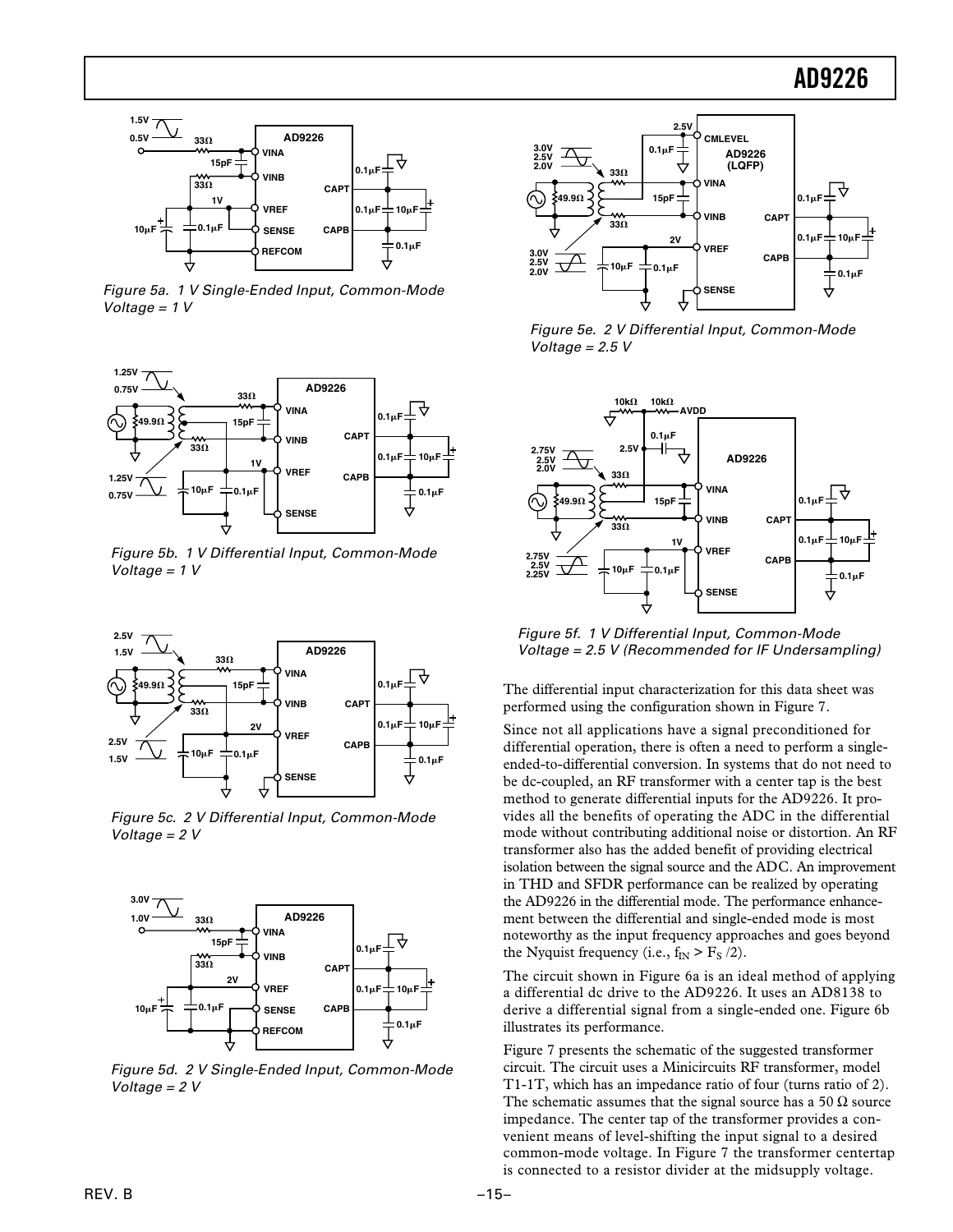Figure 5a. 1 V Single-Ended Input, Common-Mode Voltage = 1 V

Figure 5b. 1 V Differential Input, Common-Mode Voltage = 1 V

Figure 5c. 2 V Differential Input, Common-Mode Voltage = 2 V

Figure 5d. 2 V Single-Ended Input, Common-Mode Voltage = 2 V

Figure 5e. 2 V Differential Input, Common-Mode Voltage = 2.5 V

Figure 5f. 1 V Differential Input, Common-Mode Voltage = 2.5 V (Recommended for IF Undersampling)

The differential input characterization for this data sheet was performed using the configuration shown in Figure 7.

Since not all applications have a signal preconditioned for differential operation, there is often a need to perform a single-ended-to-differential conversion. In systems that do not need to be dc-coupled, an RF transformer with a center tap is the best method to generate differential inputs for the AD9226. It provides all the benefits of operating the ADC in the differential mode without contributing additional noise or distortion. An RF transformer also has the added benefit of providing electrical isolation between the signal source and the ADC. An improvement in THD and SFDR performance can be realized by operating the AD9226 in the differential mode. The performance enhancement between the differential and single-ended mode is most noteworthy as the input frequency approaches and goes beyond the Nyquist frequency (i.e., $f_{IN} > F_S/2$).

The circuit shown in Figure 6a is an ideal method of applying a differential dc drive to the AD9226. It uses an AD8138 to derive a differential signal from a single-ended one. Figure 6b illustrates its performance.

Figure 7 presents the schematic of the suggested transformer circuit. The circuit uses a Minicircuits RF transformer, model T1-1T, which has an impedance ratio of four (turns ratio of 2). The schematic assumes that the signal source has a 50 Ω source impedance. The center tap of the transformer provides a convenient means of level-shifting the input signal to a desired common-mode voltage. In Figure 7 the transformer centertap is connected to a resistor divider at the midsupply voltage.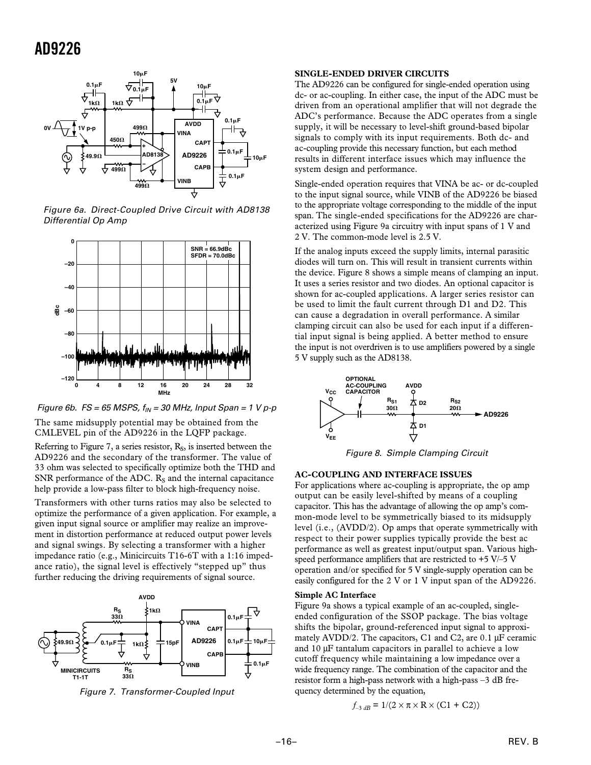Figure 6a. Direct-Coupled Drive Circuit with AD8138 Differential Op Amp

Figure 6b. FS = 65 MSPS, $f_{IN}$ = 30 MHz, Input Span = 1 V p-p

The same midsupply potential may be obtained from the CMLEVEL pin of the AD9226 in the LQFP package.

Referring to Figure 7, a series resistor, $R_S$, is inserted between the AD9226 and the secondary of the transformer. The value of 33 ohm was selected to specifically optimize both the THD and SNR performance of the ADC. $R_S$ and the internal capacitance help provide a low-pass filter to block high-frequency noise.

Transformers with other turns ratios may also be selected to optimize the performance of a given application. For example, a given input signal source or amplifier may realize an improvement in distortion performance at reduced output power levels and signal swings. By selecting a transformer with a higher impedance ratio (e.g., Minicircuits T16-6T with a 1:16 impedance ratio), the signal level is effectively "stepped up" thus further reducing the driving requirements of signal source.

Figure 7. Transformer-Coupled Input

## SINGLE-ENDED DRIVER CIRCUITS

The AD9226 can be configured for single-ended operation using dc- or ac-coupling. In either case, the input of the ADC must be driven from an operational amplifier that will not degrade the ADC's performance. Because the ADC operates from a single supply, it will be necessary to level-shift ground-based bipolar signals to comply with its input requirements. Both dc- and ac-coupling provide this necessary function, but each method results in different interface issues which may influence the system design and performance.

Single-ended operation requires that VINA be ac- or dc-coupled to the input signal source, while VINB of the AD9226 be biased to the appropriate voltage corresponding to the middle of the input span. The single-ended specifications for the AD9226 are characterized using Figure 9a circuitry with input spans of 1 V and 2 V. The common-mode level is 2.5 V.

If the analog inputs exceed the supply limits, internal parasitic diodes will turn on. This will result in transient currents within the device. Figure 8 shows a simple means of clamping an input. It uses a series resistor and two diodes. An optional capacitor is shown for ac-coupled applications. A larger series resistor can be used to limit the fault current through D1 and D2. This can cause a degradation in overall performance. A similar clamping circuit can also be used for each input if a differential input signal is being applied. A better method to ensure the input is not overdriven is to use amplifiers powered by a single 5 V supply such as the AD8138.

Figure 8. Simple Clamping Circuit

## AC-COUPLING AND INTERFACE ISSUES

For applications where ac-coupling is appropriate, the op amp output can be easily level-shifted by means of a coupling capacitor. This has the advantage of allowing the op amp's common-mode level to be symmetrically biased to its midsupply level (i.e., (AVDD/2). Op amps that operate symmetrically with respect to their power supplies typically provide the best ac performance as well as greatest input/output span. Various high-speed performance amplifiers that are restricted to +5 V/–5 V operation and/or specified for 5 V single-supply operation can be easily configured for the 2 V or 1 V input span of the AD9226.

### Simple AC Interface

Figure 9a shows a typical example of an ac-coupled, single-ended configuration of the SSOP package. The bias voltage shifts the bipolar, ground-referenced input signal to approximately AVDD/2. The capacitors, C1 and C2, are 0.1 µF ceramic and 10 µF tantalum capacitors in parallel to achieve a low cutoff frequency while maintaining a low impedance over a wide frequency range. The combination of the capacitor and the resistor form a high-pass network with a high-pass –3 dB frequency determined by the equation,

$$f_{-3\,dB} = 1/(2 \times \pi \times R \times (C1 + C2))$$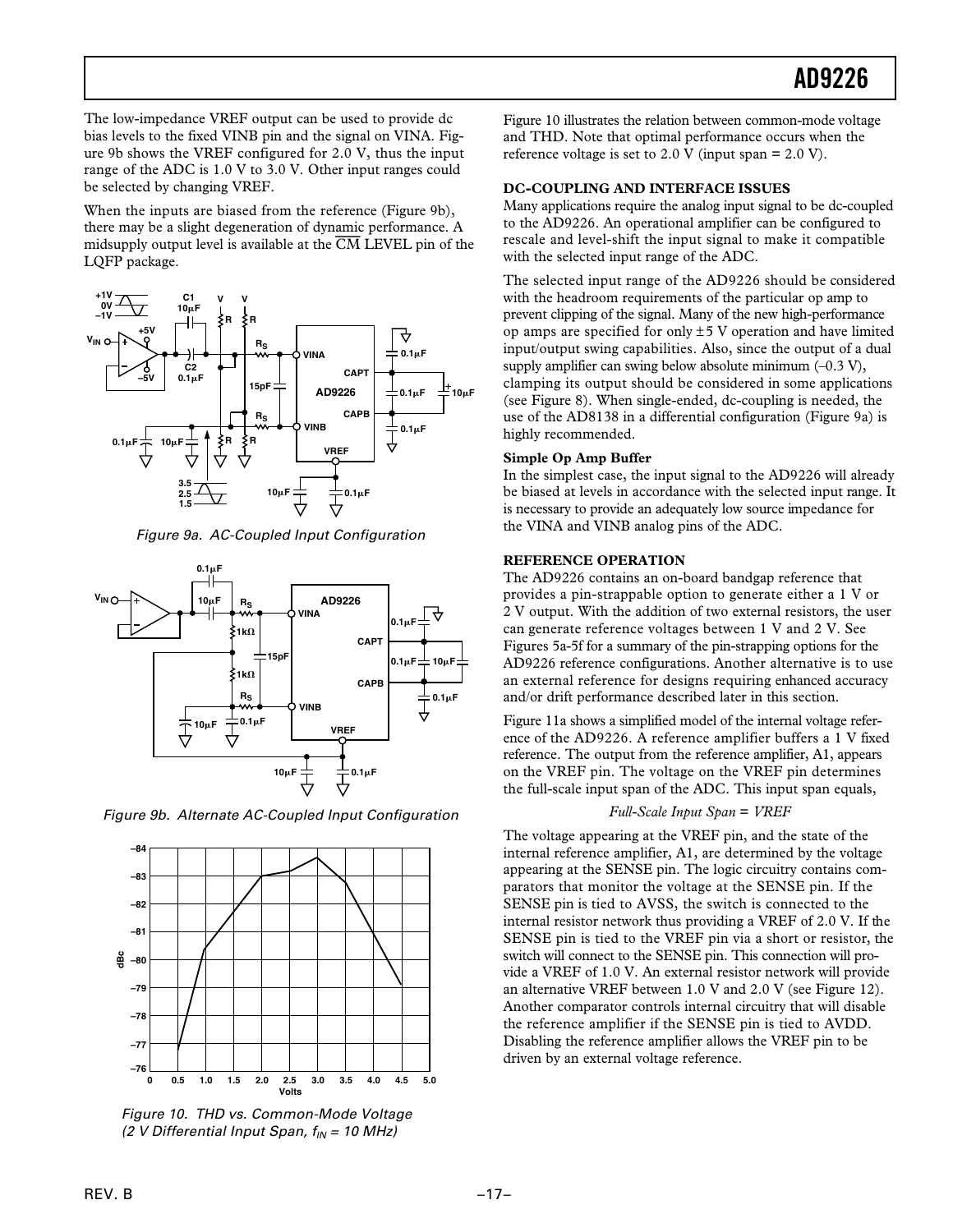The low-impedance VREF output can be used to provide dc bias levels to the fixed VINB pin and the signal on VINA. Figure 9b shows the VREF configured for 2.0 V, thus the input range of the ADC is 1.0 V to 3.0 V. Other input ranges could be selected by changing VREF.

When the inputs are biased from the reference (Figure 9b), there may be a slight degeneration of dynamic performance. A midsupply output level is available at the $\overline{\text{CM}}$ LEVEL pin of the LQFP package.

Figure 9a. AC-Coupled Input Configuration

Figure 9b. Alternate AC-Coupled Input Configuration

Figure 10. THD vs. Common-Mode Voltage (2 V Differential Input Span, $f_{IN}$ = 10 MHz)

Figure 10 illustrates the relation between common-mode voltage and THD. Note that optimal performance occurs when the reference voltage is set to 2.0 V (input span = 2.0 V).

### DC-COUPLING AND INTERFACE ISSUES

Many applications require the analog input signal to be dc-coupled to the AD9226. An operational amplifier can be configured to rescale and level-shift the input signal to make it compatible with the selected input range of the ADC.

The selected input range of the AD9226 should be considered with the headroom requirements of the particular op amp to prevent clipping of the signal. Many of the new high-performance op amps are specified for only ±5 V operation and have limited input/output swing capabilities. Also, since the output of a dual supply amplifier can swing below absolute minimum (–0.3 V), clamping its output should be considered in some applications (see Figure 8). When single-ended, dc-coupling is needed, the use of the AD8138 in a differential configuration (Figure 9a) is highly recommended.

#### Simple Op Amp Buffer

In the simplest case, the input signal to the AD9226 will already be biased at levels in accordance with the selected input range. It is necessary to provide an adequately low source impedance for the VINA and VINB analog pins of the ADC.

### REFERENCE OPERATION

The AD9226 contains an on-board bandgap reference that provides a pin-strappable option to generate either a 1 V or 2 V output. With the addition of two external resistors, the user can generate reference voltages between 1 V and 2 V. See Figures 5a-5f for a summary of the pin-strapping options for the AD9226 reference configurations. Another alternative is to use an external reference for designs requiring enhanced accuracy and/or drift performance described later in this section.

Figure 11a shows a simplified model of the internal voltage reference of the AD9226. A reference amplifier buffers a 1 V fixed reference. The output from the reference amplifier, A1, appears on the VREF pin. The voltage on the VREF pin determines the full-scale input span of the ADC. This input span equals,

*Full-Scale Input Span = VREF*

The voltage appearing at the VREF pin, and the state of the internal reference amplifier, A1, are determined by the voltage appearing at the SENSE pin. The logic circuitry contains comparators that monitor the voltage at the SENSE pin. If the SENSE pin is tied to AVSS, the switch is connected to the internal resistor network thus providing a VREF of 2.0 V. If the SENSE pin is tied to the VREF pin via a short or resistor, the switch will connect to the SENSE pin. This connection will provide a VREF of 1.0 V. An external resistor network will provide an alternative VREF between 1.0 V and 2.0 V (see Figure 12). Another comparator controls internal circuitry that will disable the reference amplifier if the SENSE pin is tied to AVDD. Disabling the reference amplifier allows the VREF pin to be driven by an external voltage reference.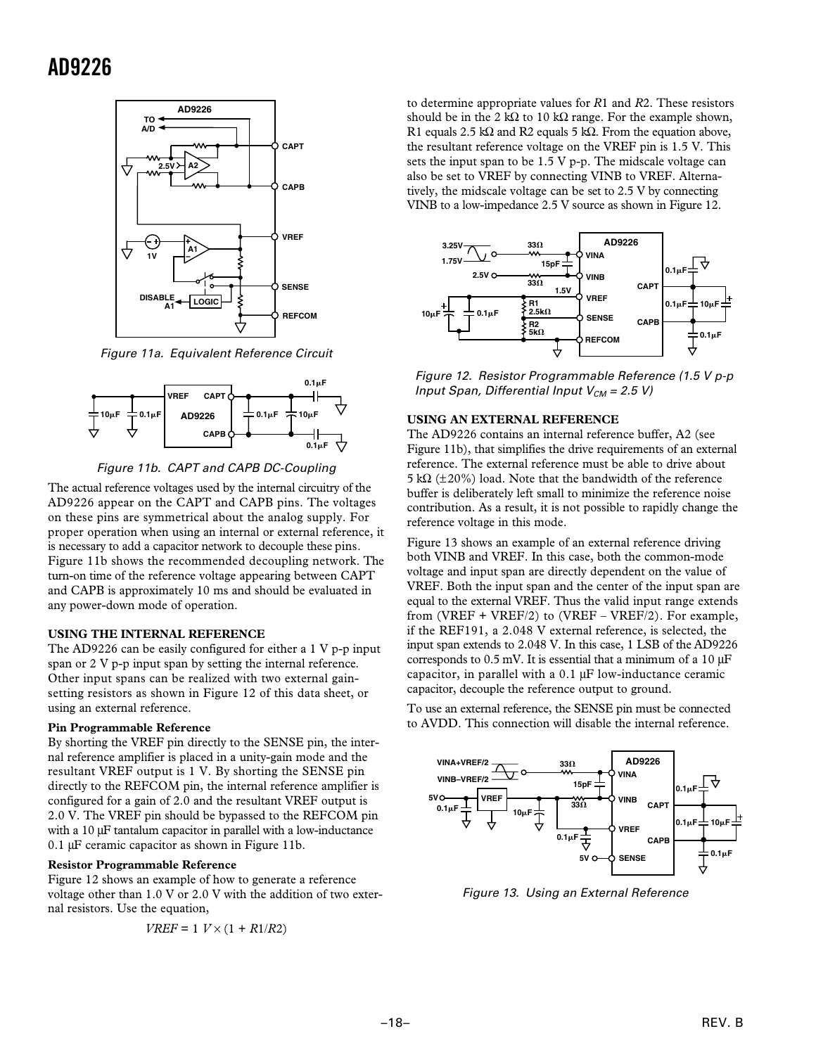Figure 11a. Equivalent Reference Circuit

Figure 11b. CAPT and CAPB DC-Coupling

The actual reference voltages used by the internal circuitry of the AD9226 appear on the CAPT and CAPB pins. The voltages on these pins are symmetrical about the analog supply. For proper operation when using an internal or external reference, it is necessary to add a capacitor network to decouple these pins. Figure 11b shows the recommended decoupling network. The turn-on time of the reference voltage appearing between CAPT and CAPB is approximately 10 ms and should be evaluated in any power-down mode of operation.

## USING THE INTERNAL REFERENCE

The AD9226 can be easily configured for either a 1 V p-p input span or 2 V p-p input span by setting the internal reference. Other input spans can be realized with two external gain-setting resistors as shown in Figure 12 of this data sheet, or using an external reference.

### Pin Programmable Reference

By shorting the VREF pin directly to the SENSE pin, the internal reference amplifier is placed in a unity-gain mode and the resultant VREF output is 1 V. By shorting the SENSE pin directly to the REFCOM pin, the internal reference amplifier is configured for a gain of 2.0 and the resultant VREF output is 2.0 V. The VREF pin should be bypassed to the REFCOM pin with a 10 µF tantalum capacitor in parallel with a low-inductance 0.1 µF ceramic capacitor as shown in Figure 11b.

### Resistor Programmable Reference

Figure 12 shows an example of how to generate a reference voltage other than 1.0 V or 2.0 V with the addition of two external resistors. Use the equation,

$$VREF = 1\ V \times (1 + R1/R2)$$

to determine appropriate values for $R1$ and $R2$. These resistors should be in the 2 kΩ to 10 kΩ range. For the example shown, R1 equals 2.5 kΩ and R2 equals 5 kΩ. From the equation above, the resultant reference voltage on the VREF pin is 1.5 V. This sets the input span to be 1.5 V p-p. The midscale voltage can also be set to VREF by connecting VINB to VREF. Alternatively, the midscale voltage can be set to 2.5 V by connecting VINB to a low-impedance 2.5 V source as shown in Figure 12.

Figure 12. Resistor Programmable Reference (1.5 V p-p Input Span, Differential Input $V_{CM}$ = 2.5 V)

## USING AN EXTERNAL REFERENCE

The AD9226 contains an internal reference buffer, A2 (see Figure 11b), that simplifies the drive requirements of an external reference. The external reference must be able to drive about 5 kΩ (±20%) load. Note that the bandwidth of the reference buffer is deliberately left small to minimize the reference noise contribution. As a result, it is not possible to rapidly change the reference voltage in this mode.

Figure 13 shows an example of an external reference driving both VINB and VREF. In this case, both the common-mode voltage and input span are directly dependent on the value of VREF. Both the input span and the center of the input span are equal to the external VREF. Thus the valid input range extends from (VREF + VREF/2) to (VREF – VREF/2). For example, if the REF191, a 2.048 V external reference, is selected, the input span extends to 2.048 V. In this case, 1 LSB of the AD9226 corresponds to 0.5 mV. It is essential that a minimum of a 10 µF capacitor, in parallel with a 0.1 µF low-inductance ceramic capacitor, decouple the reference output to ground.

To use an external reference, the SENSE pin must be connected to AVDD. This connection will disable the internal reference.

Figure 13. Using an External Reference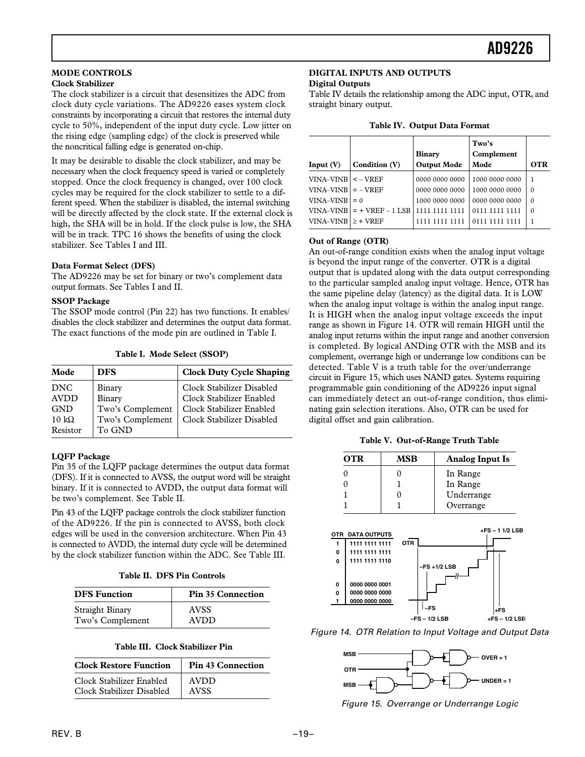## MODE CONTROLS

### Clock Stabilizer

The clock stabilizer is a circuit that desensitizes the ADC from clock duty cycle variations. The AD9226 eases system clock constraints by incorporating a circuit that restores the internal duty cycle to 50%, independent of the input duty cycle. Low jitter on the rising edge (sampling edge) of the clock is preserved while the noncritical falling edge is generated on-chip.

It may be desirable to disable the clock stabilizer, and may be necessary when the clock frequency speed is varied or completely stopped. Once the clock frequency is changed, over 100 clock cycles may be required for the clock stabilizer to settle to a different speed. When the stabilizer is disabled, the internal switching will be directly affected by the clock state. If the external clock is high, the SHA will be in hold. If the clock pulse is low, the SHA will be in track. TPC 16 shows the benefits of using the clock stabilizer. See Tables I and III.

### Data Format Select (DFS)

The AD9226 may be set for binary or two's complement data output formats. See Tables I and II.

### SSOP Package

The SSOP mode control (Pin 22) has two functions. It enables/disables the clock stabilizer and determines the output data format. The exact functions of the mode pin are outlined in Table I.

**Table I. Mode Select (SSOP)**

| Mode | DFS | Clock Duty Cycle Shaping |
|---|---|---|
| DNC | Binary | Clock Stabilizer Disabled |
| AVDD | Binary | Clock Stabilizer Enabled |
| GND | Two's Complement | Clock Stabilizer Enabled |
| 10 kΩ Resistor | Two's Complement To GND | Clock Stabilizer Disabled |

### LQFP Package

Pin 35 of the LQFP package determines the output data format (DFS). If it is connected to AVSS, the output word will be straight binary. If it is connected to AVDD, the output data format will be two's complement. See Table II.

Pin 43 of the LQFP package controls the clock stabilizer function of the AD9226. If the pin is connected to AVSS, both clock edges will be used in the conversion architecture. When Pin 43 is connected to AVDD, the internal duty cycle will be determined by the clock stabilizer function within the ADC. See Table III.

**Table II. DFS Pin Controls**

| DFS Function | Pin 35 Connection |
|---|---|
| Straight Binary | AVSS |
| Two's Complement | AVDD |

**Table III. Clock Stabilizer Pin**

| Clock Restore Function | Pin 43 Connection |
|---|---|
| Clock Stabilizer Enabled | AVDD |
| Clock Stabilizer Disabled | AVSS |

## DIGITAL INPUTS AND OUTPUTS

### Digital Outputs

Table IV details the relationship among the ADC input, OTR, and straight binary output.

**Table IV. Output Data Format**

| Input (V) | Condition (V) | Binary Output Mode | Two's Complement Mode | OTR |
|---|---|---|---|---|
| VINA–VINB | < – VREF | 0000 0000 0000 | 1000 0000 0000 | 1 |
| VINA–VINB | = – VREF | 0000 0000 0000 | 1000 0000 0000 | 0 |
| VINA–VINB | = 0 | 1000 0000 0000 | 0000 0000 0000 | 0 |
| VINA–VINB | = + VREF – 1 LSB | 1111 1111 1111 | 0111 1111 1111 | 0 |
| VINA–VINB | ≥ + VREF | 1111 1111 1111 | 0111 1111 1111 | 1 |

### Out of Range (OTR)

An out-of-range condition exists when the analog input voltage is beyond the input range of the converter. OTR is a digital output that is updated along with the data output corresponding to the particular sampled analog input voltage. Hence, OTR has the same pipeline delay (latency) as the digital data. It is LOW when the analog input voltage is within the analog input range. It is HIGH when the analog input voltage exceeds the input range as shown in Figure 14. OTR will remain HIGH until the analog input returns within the input range and another conversion is completed. By logical ANDing OTR with the MSB and its complement, overrange high or underrange low conditions can be detected. Table V is a truth table for the over/underrange circuit in Figure 15, which uses NAND gates. Systems requiring programmable gain conditioning of the AD9226 input signal can immediately detect an out-of-range condition, thus eliminating gain selection iterations. Also, OTR can be used for digital offset and gain calibration.

**Table V. Out-of-Range Truth Table**

| OTR | MSB | Analog Input Is |
|---|---|---|
| 0 | 0 | In Range |
| 0 | 1 | In Range |
| 1 | 0 | Underrange |
| 1 | 1 | Overrange |

| OTR | DATA OUTPUTS |
|---|---|
| 1 | 1111 1111 1111 |
| 0 | 1111 1111 1111 |
| 0 | 1111 1111 1110 |
| 0 | 0000 0000 0001 |
| 0 | 0000 0000 0000 |
| 1 | 0000 0000 0000 |

OTR; –FS +1/2 LSB; –FS; –FS – 1/2 LSB; +FS – 1 1/2 LSB; +FS; +FS – 1/2 LSB

Figure 14. OTR Relation to Input Voltage and Output Data

MSB; OTR; MSB; OVER = 1; UNDER = 1

Figure 15. Overrange or Underrange Logic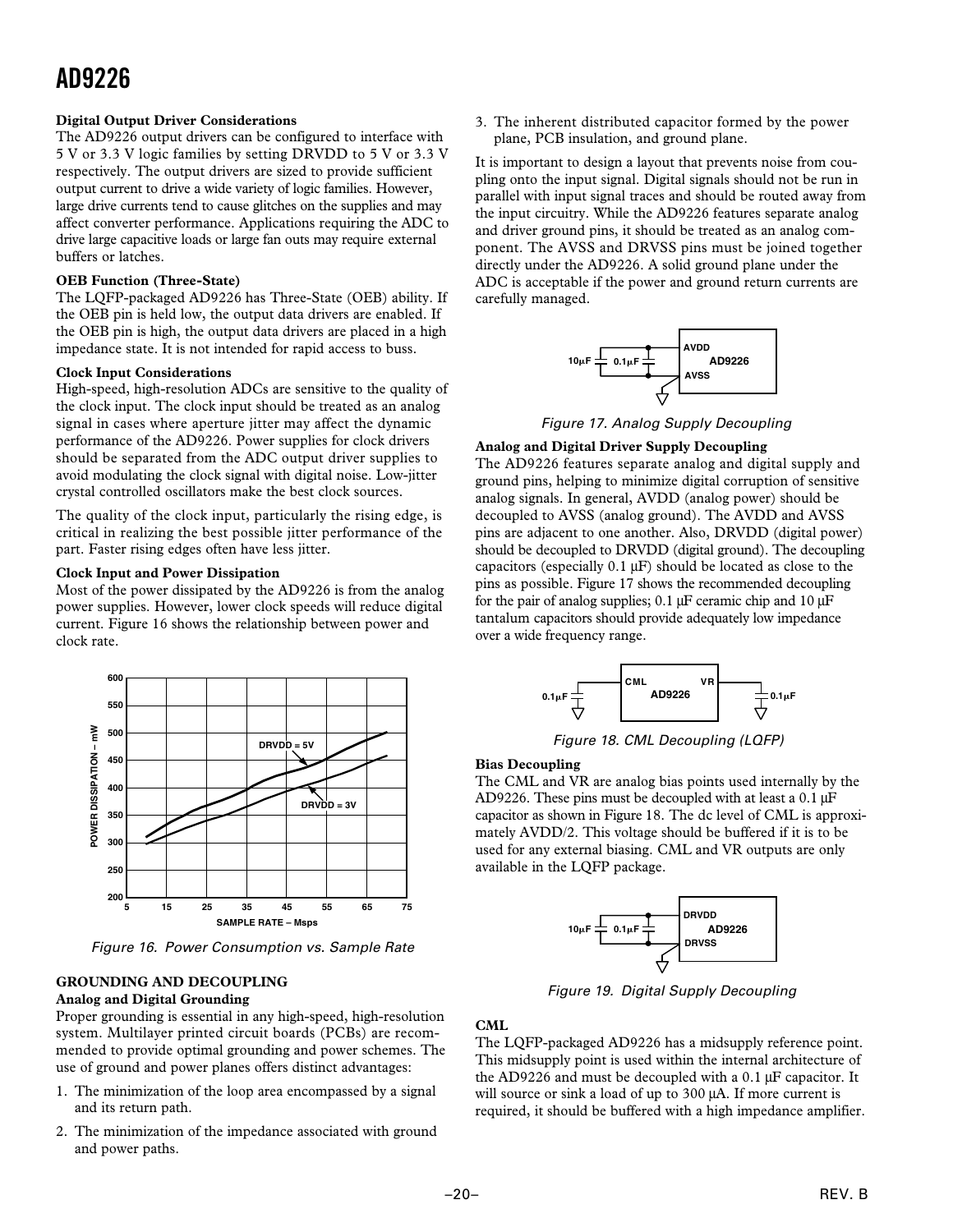### Digital Output Driver Considerations

The AD9226 output drivers can be configured to interface with 5 V or 3.3 V logic families by setting DRVDD to 5 V or 3.3 V respectively. The output drivers are sized to provide sufficient output current to drive a wide variety of logic families. However, large drive currents tend to cause glitches on the supplies and may affect converter performance. Applications requiring the ADC to drive large capacitive loads or large fan outs may require external buffers or latches.

### OEB Function (Three-State)

The LQFP-packaged AD9226 has Three-State (OEB) ability. If the OEB pin is held low, the output data drivers are enabled. If the OEB pin is high, the output data drivers are placed in a high impedance state. It is not intended for rapid access to buss.

### Clock Input Considerations

High-speed, high-resolution ADCs are sensitive to the quality of the clock input. The clock input should be treated as an analog signal in cases where aperture jitter may affect the dynamic performance of the AD9226. Power supplies for clock drivers should be separated from the ADC output driver supplies to avoid modulating the clock signal with digital noise. Low-jitter crystal controlled oscillators make the best clock sources.

The quality of the clock input, particularly the rising edge, is critical in realizing the best possible jitter performance of the part. Faster rising edges often have less jitter.

### Clock Input and Power Dissipation

Most of the power dissipated by the AD9226 is from the analog power supplies. However, lower clock speeds will reduce digital current. Figure 16 shows the relationship between power and clock rate.

*Figure 16. Power Consumption vs. Sample Rate*

## GROUNDING AND DECOUPLING

### Analog and Digital Grounding

Proper grounding is essential in any high-speed, high-resolution system. Multilayer printed circuit boards (PCBs) are recommended to provide optimal grounding and power schemes. The use of ground and power planes offers distinct advantages:

1. The minimization of the loop area encompassed by a signal and its return path.
2. The minimization of the impedance associated with ground and power paths.
3. The inherent distributed capacitor formed by the power plane, PCB insulation, and ground plane.

It is important to design a layout that prevents noise from coupling onto the input signal. Digital signals should not be run in parallel with input signal traces and should be routed away from the input circuitry. While the AD9226 features separate analog and driver ground pins, it should be treated as an analog component. The AVSS and DRVSS pins must be joined together directly under the AD9226. A solid ground plane under the ADC is acceptable if the power and ground return currents are carefully managed.

*Figure 17. Analog Supply Decoupling*

### Analog and Digital Driver Supply Decoupling

The AD9226 features separate analog and digital supply and ground pins, helping to minimize digital corruption of sensitive analog signals. In general, AVDD (analog power) should be decoupled to AVSS (analog ground). The AVDD and AVSS pins are adjacent to one another. Also, DRVDD (digital power) should be decoupled to DRVDD (digital ground). The decoupling capacitors (especially 0.1 µF) should be located as close to the pins as possible. Figure 17 shows the recommended decoupling for the pair of analog supplies; 0.1 µF ceramic chip and 10 µF tantalum capacitors should provide adequately low impedance over a wide frequency range.

*Figure 18. CML Decoupling (LQFP)*

### Bias Decoupling

The CML and VR are analog bias points used internally by the AD9226. These pins must be decoupled with at least a 0.1 µF capacitor as shown in Figure 18. The dc level of CML is approximately AVDD/2. This voltage should be buffered if it is to be used for any external biasing. CML and VR outputs are only available in the LQFP package.

*Figure 19. Digital Supply Decoupling*

### CML

The LQFP-packaged AD9226 has a midsupply reference point. This midsupply point is used within the internal architecture of the AD9226 and must be decoupled with a 0.1 µF capacitor. It will source or sink a load of up to 300 µA. If more current is required, it should be buffered with a high impedance amplifier.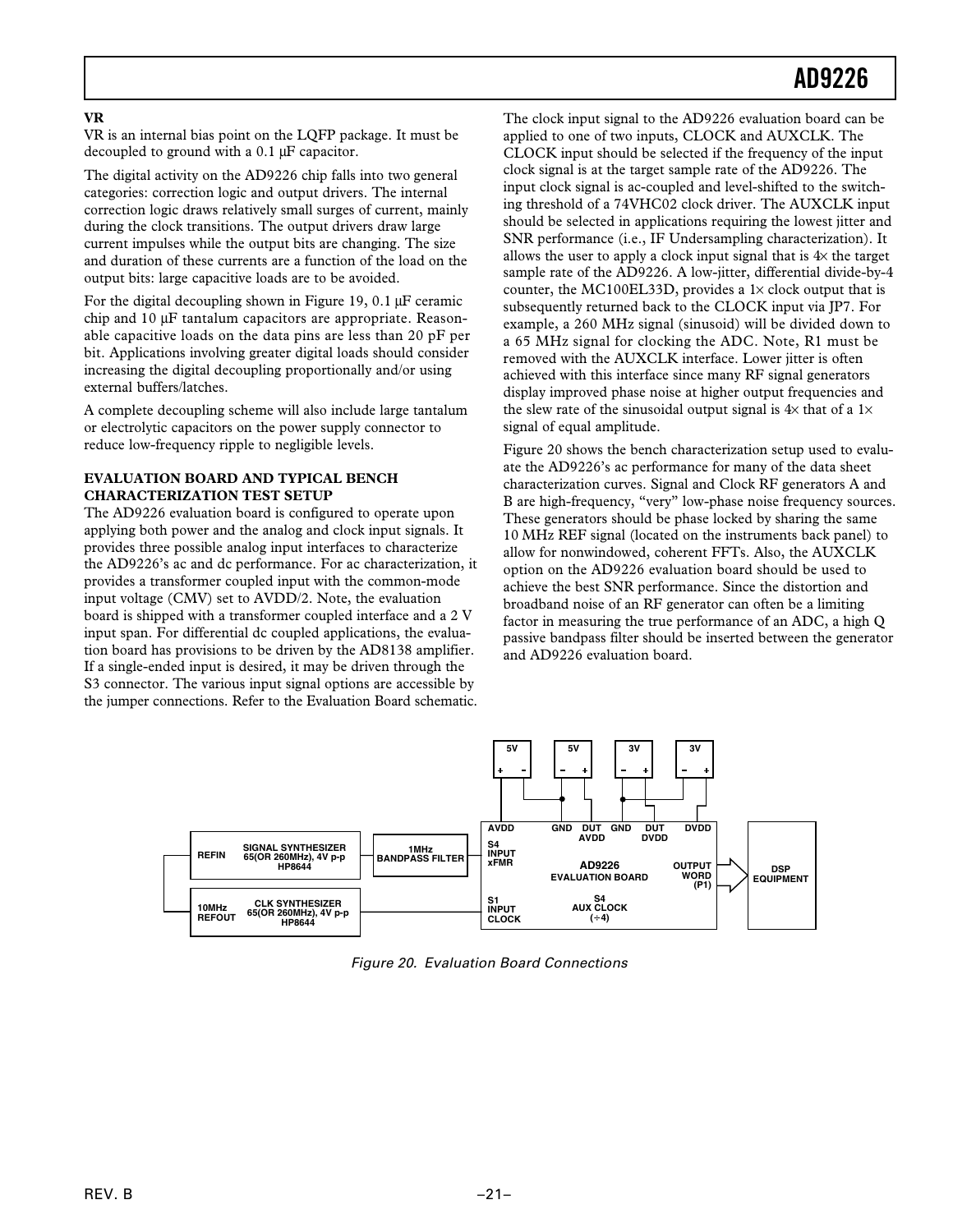**VR**

VR is an internal bias point on the LQFP package. It must be decoupled to ground with a 0.1 μF capacitor.

The digital activity on the AD9226 chip falls into two general categories: correction logic and output drivers. The internal correction logic draws relatively small surges of current, mainly during the clock transitions. The output drivers draw large current impulses while the output bits are changing. The size and duration of these currents are a function of the load on the output bits: large capacitive loads are to be avoided.

For the digital decoupling shown in Figure 19, 0.1 μF ceramic chip and 10 μF tantalum capacitors are appropriate. Reasonable capacitive loads on the data pins are less than 20 pF per bit. Applications involving greater digital loads should consider increasing the digital decoupling proportionally and/or using external buffers/latches.

A complete decoupling scheme will also include large tantalum or electrolytic capacitors on the power supply connector to reduce low-frequency ripple to negligible levels.

## EVALUATION BOARD AND TYPICAL BENCH CHARACTERIZATION TEST SETUP

The AD9226 evaluation board is configured to operate upon applying both power and the analog and clock input signals. It provides three possible analog input interfaces to characterize the AD9226's ac and dc performance. For ac characterization, it provides a transformer coupled input with the common-mode input voltage (CMV) set to AVDD/2. Note, the evaluation board is shipped with a transformer coupled interface and a 2 V input span. For differential dc coupled applications, the evaluation board has provisions to be driven by the AD8138 amplifier. If a single-ended input is desired, it may be driven through the S3 connector. The various input signal options are accessible by the jumper connections. Refer to the Evaluation Board schematic.

The clock input signal to the AD9226 evaluation board can be applied to one of two inputs, CLOCK and AUXCLK. The CLOCK input should be selected if the frequency of the input clock signal is at the target sample rate of the AD9226. The input clock signal is ac-coupled and level-shifted to the switching threshold of a 74VHC02 clock driver. The AUXCLK input should be selected in applications requiring the lowest jitter and SNR performance (i.e., IF Undersampling characterization). It allows the user to apply a clock input signal that is 4× the target sample rate of the AD9226. A low-jitter, differential divide-by-4 counter, the MC100EL33D, provides a 1× clock output that is subsequently returned back to the CLOCK input via JP7. For example, a 260 MHz signal (sinusoid) will be divided down to a 65 MHz signal for clocking the ADC. Note, R1 must be removed with the AUXCLK interface. Lower jitter is often achieved with this interface since many RF signal generators display improved phase noise at higher output frequencies and the slew rate of the sinusoidal output signal is 4× that of a 1× signal of equal amplitude.

Figure 20 shows the bench characterization setup used to evaluate the AD9226's ac performance for many of the data sheet characterization curves. Signal and Clock RF generators A and B are high-frequency, "very" low-phase noise frequency sources. These generators should be phase locked by sharing the same 10 MHz REF signal (located on the instruments back panel) to allow for nonwindowed, coherent FFTs. Also, the AUXCLK option on the AD9226 evaluation board should be used to achieve the best SNR performance. Since the distortion and broadband noise of an RF generator can often be a limiting factor in measuring the true performance of an ADC, a high Q passive bandpass filter should be inserted between the generator and AD9226 evaluation board.

Figure 20. Evaluation Board Connections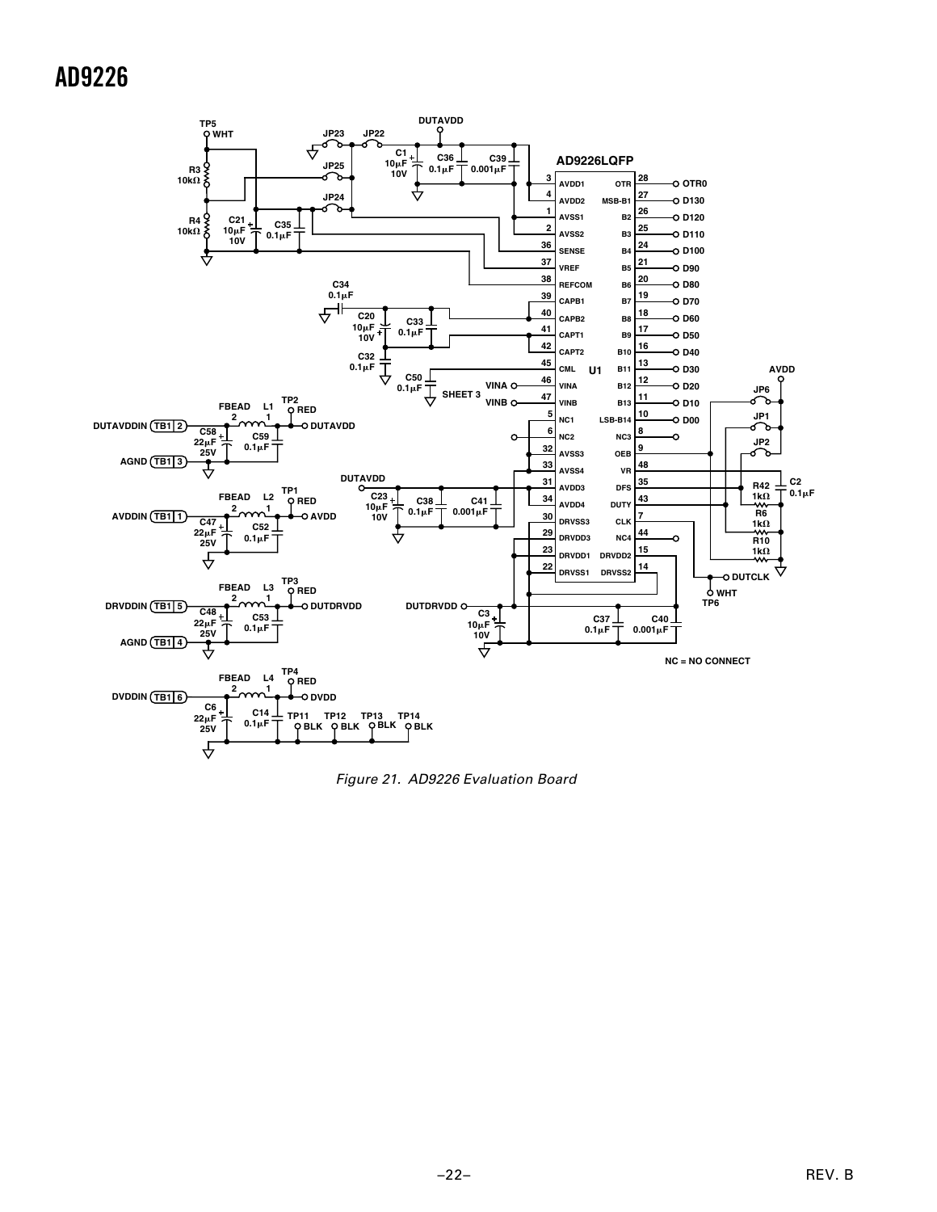Figure 21. AD9226 Evaluation Board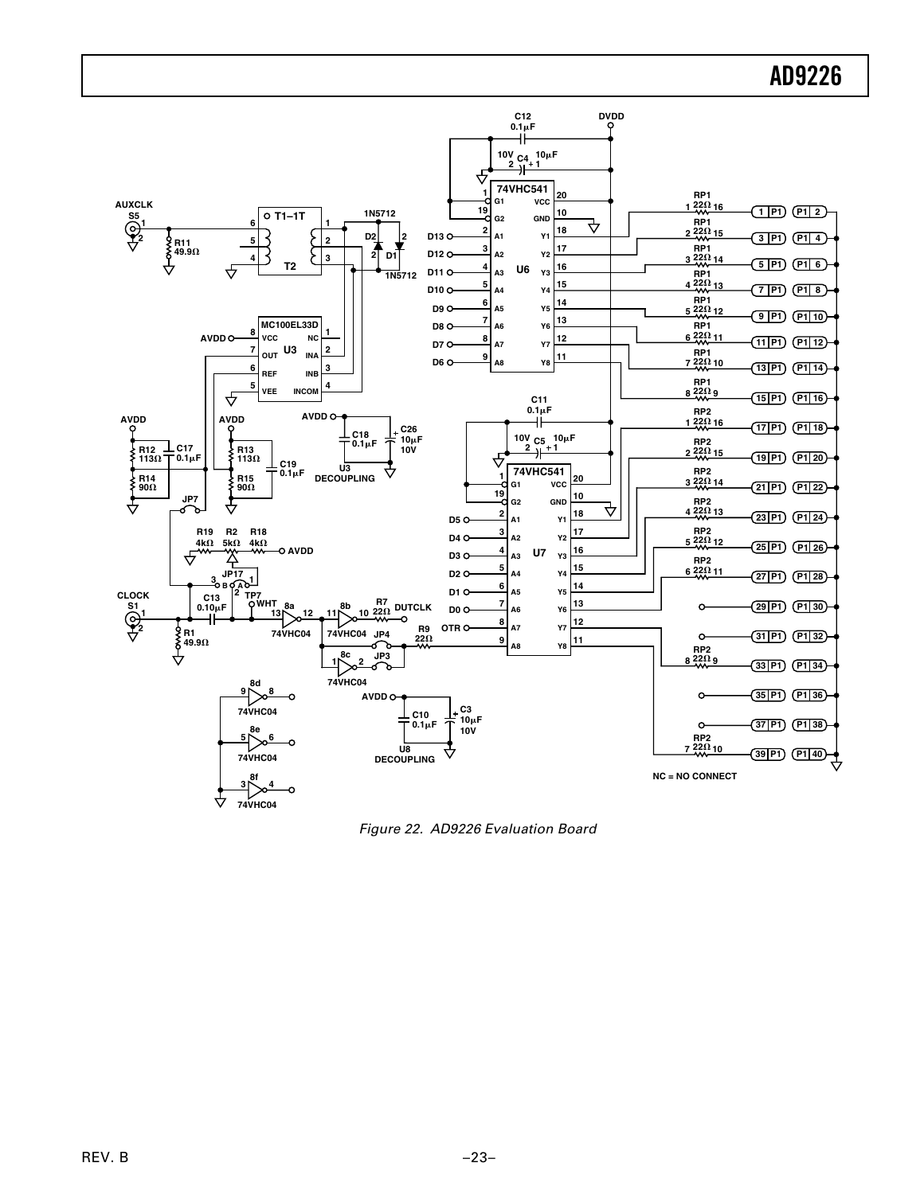Figure 22. AD9226 Evaluation Board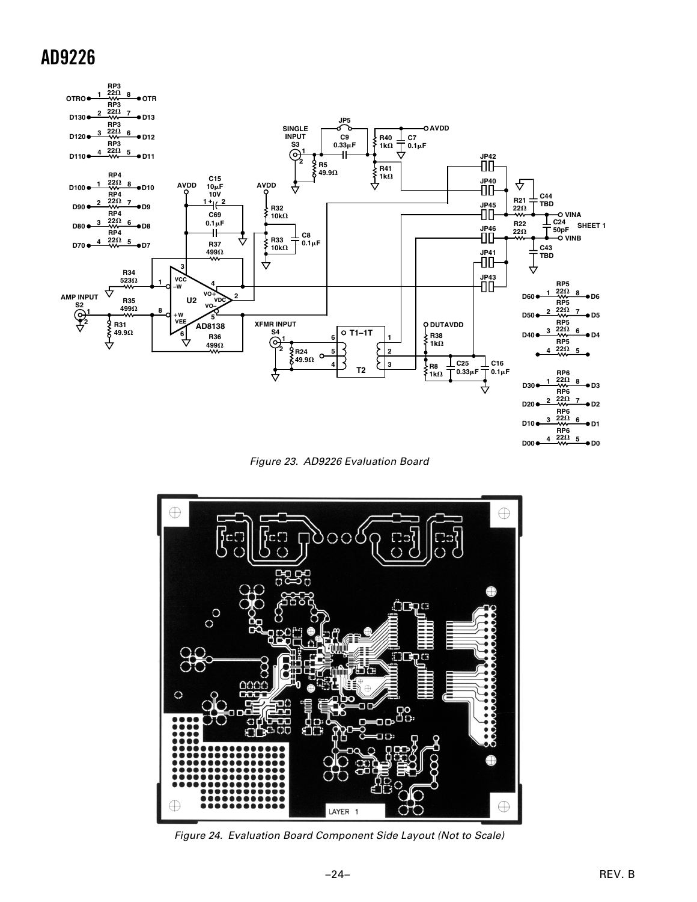Figure 23. AD9226 Evaluation Board

Figure 24. Evaluation Board Component Side Layout (Not to Scale)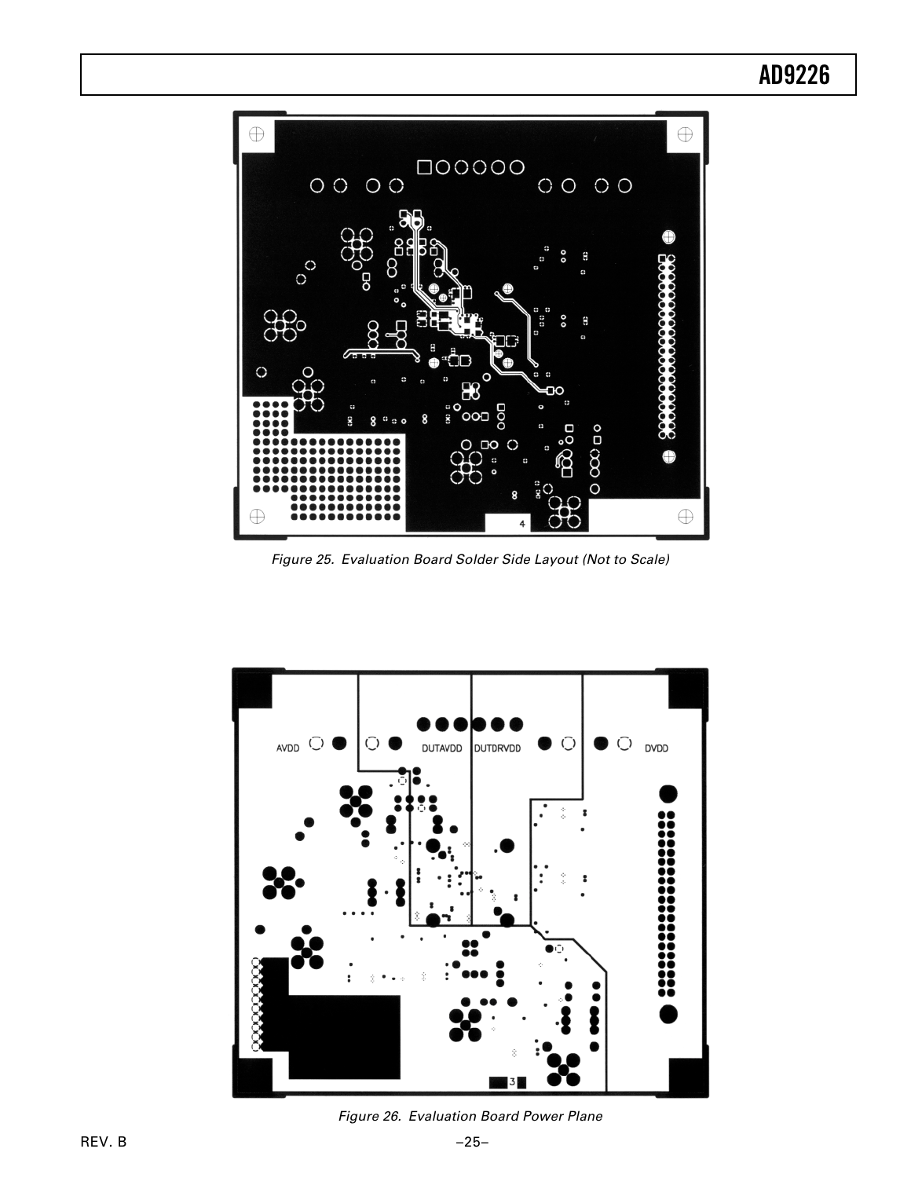Figure 25. Evaluation Board Solder Side Layout (Not to Scale)

Figure 26. Evaluation Board Power Plane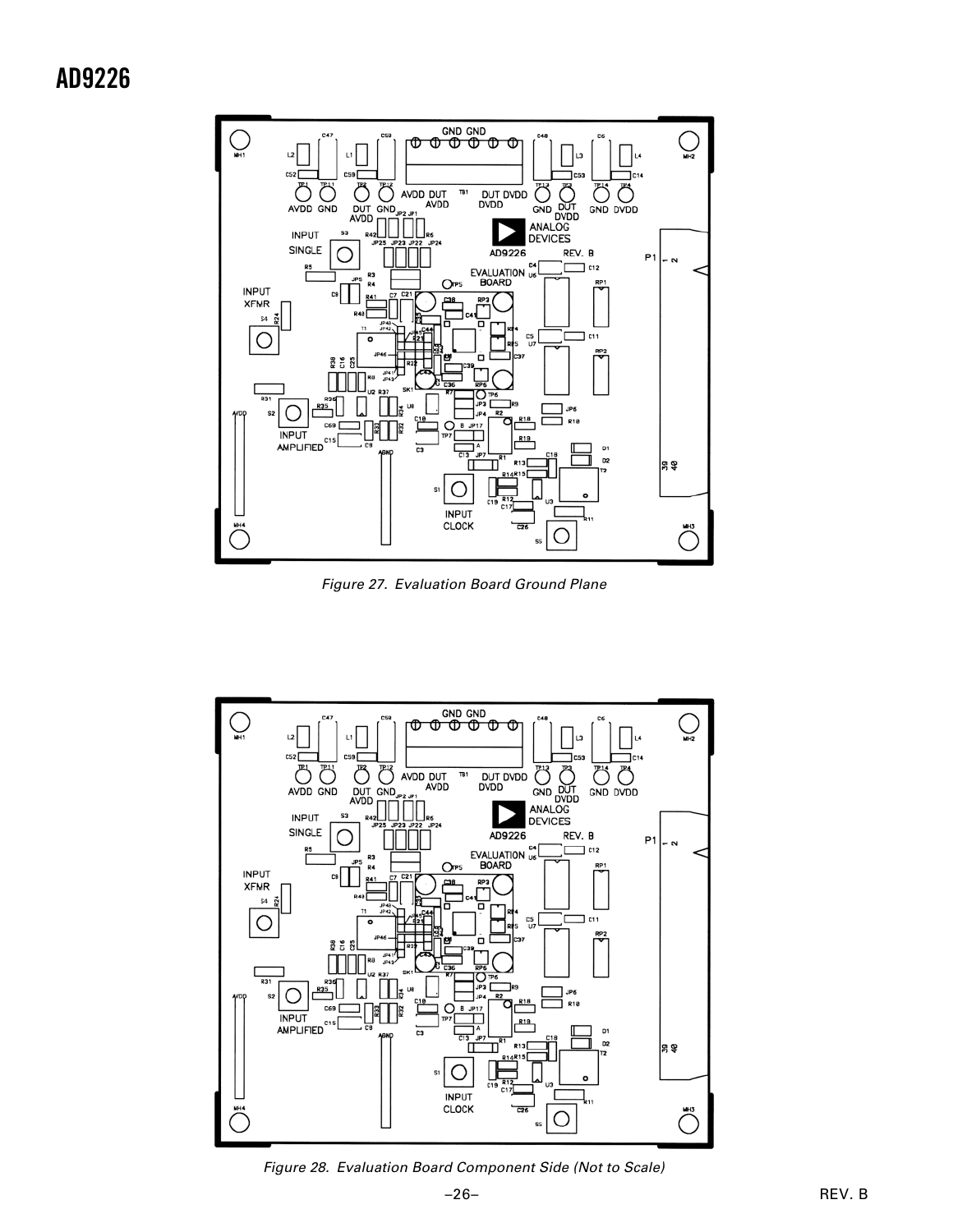Figure 27. Evaluation Board Ground Plane

Figure 28. Evaluation Board Component Side (Not to Scale)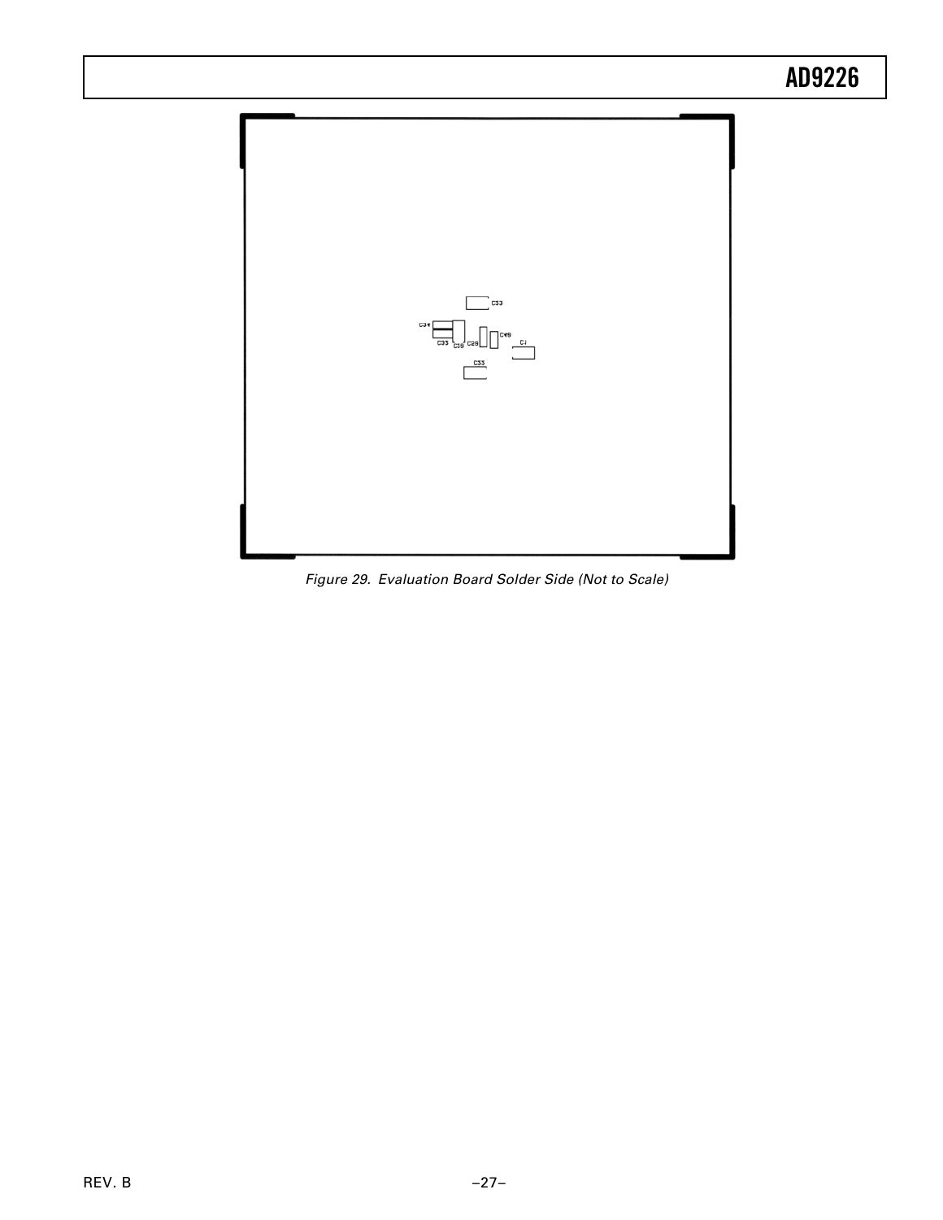Figure 29. Evaluation Board Solder Side (Not to Scale)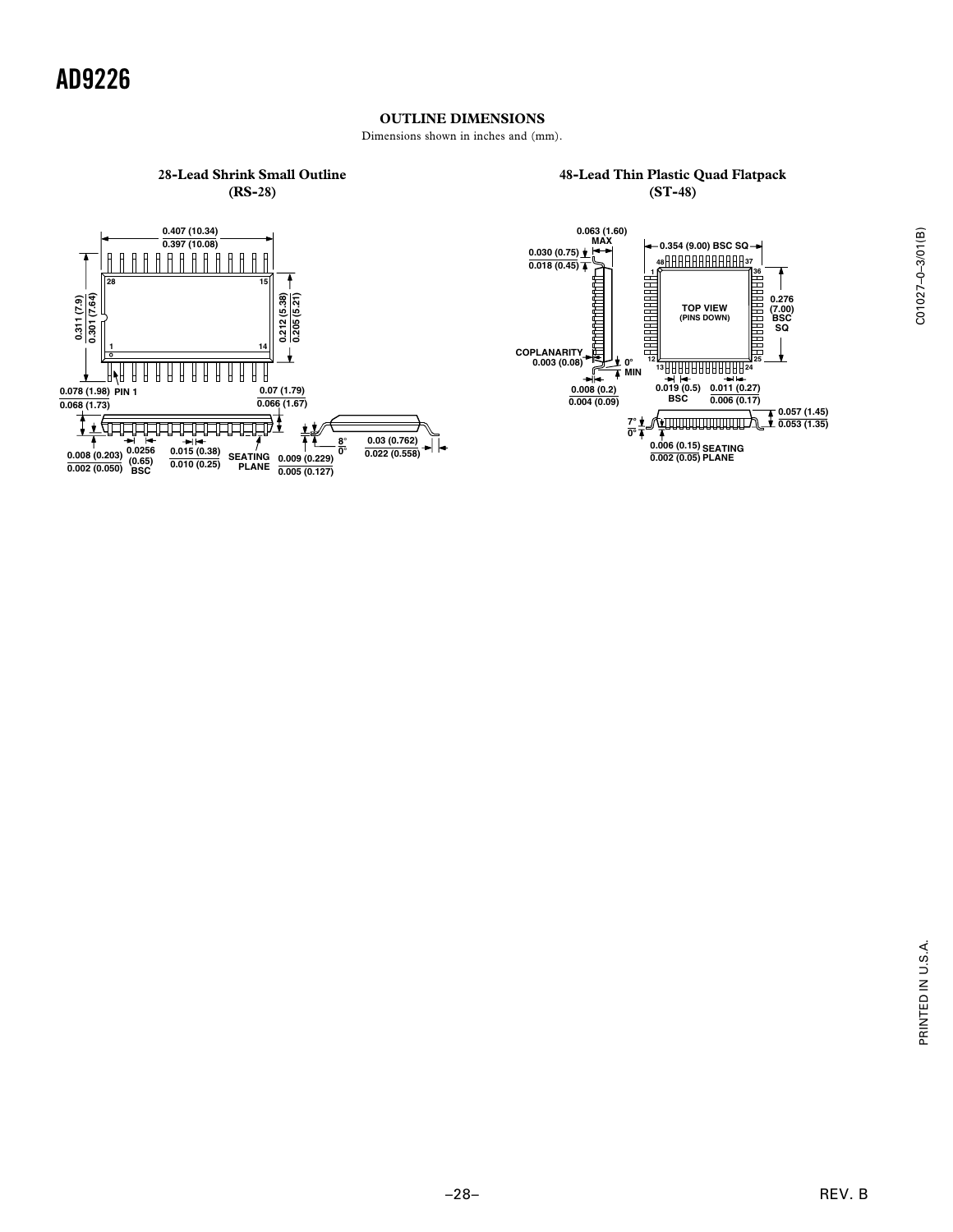## OUTLINE DIMENSIONS

Dimensions shown in inches and (mm).

### 28-Lead Shrink Small Outline (RS-28)

0.407 (10.34)
0.397 (10.08)

28
15
1
14

0.311 (7.9)
0.301 (7.64)

0.212 (5.38)
0.205 (5.21)

PIN 1

0.078 (1.98)
0.068 (1.73)

0.07 (1.79)
0.066 (1.67)

0.008 (0.203)
0.002 (0.050)

0.0256 (0.65) BSC

0.015 (0.38)
0.010 (0.25)

SEATING PLANE

0.009 (0.229)
0.005 (0.127)

8°
0°

0.03 (0.762)
0.022 (0.558)

### 48-Lead Thin Plastic Quad Flatpack (ST-48)

0.063 (1.60) MAX

0.030 (0.75)
0.018 (0.45)

0.354 (9.00) BSC SQ

48
37
1
36
12
25
13
24

TOP VIEW (PINS DOWN)

0.276 (7.00) BSC SQ

COPLANARITY 0.003 (0.08)

0° MIN

0.008 (0.2)
0.004 (0.09)

0.019 (0.5) BSC

0.011 (0.27)
0.006 (0.17)

0.057 (1.45)
0.053 (1.35)

7°
0°

0.006 (0.15)
0.002 (0.05)

SEATING PLANE